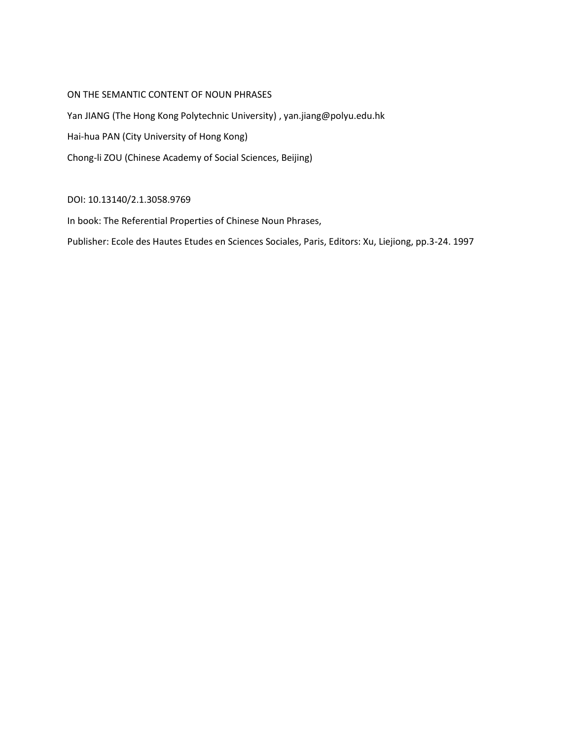# ON THE SEMANTIC CONTENT OF NOUN PHRASES

Yan JIANG (The Hong Kong Polytechnic University) , yan.jiang@polyu.edu.hk

Hai-hua PAN (City University of Hong Kong)

Chong-li ZOU (Chinese Academy of Social Sciences, Beijing)

DOI: 10.13140/2.1.3058.9769

In book: The Referential Properties of Chinese Noun Phrases,

Publisher: Ecole des Hautes Etudes en Sciences Sociales, Paris, Editors: Xu, Liejiong, pp.3-24. 1997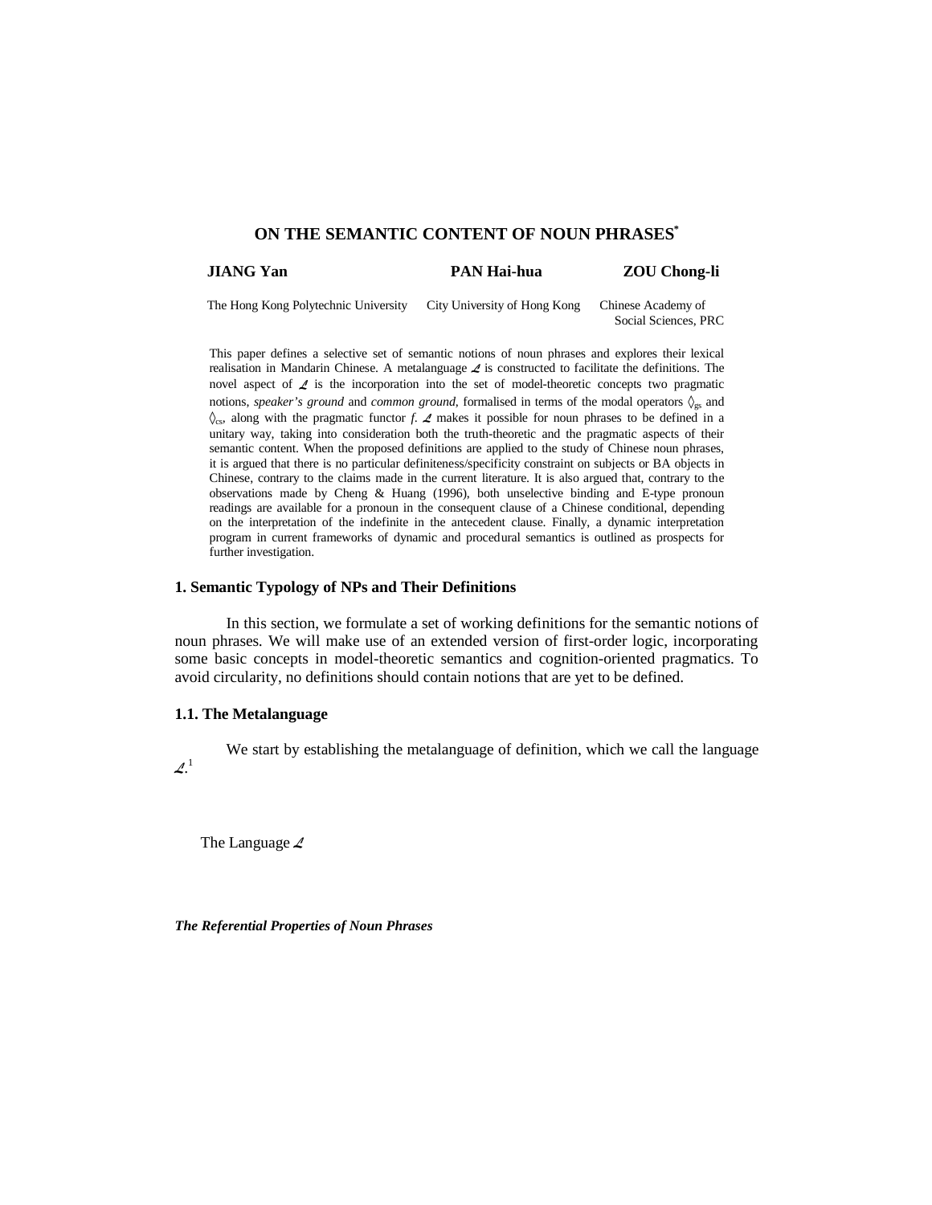# ON THE SEMANTIC CONTENT OF NOUN PHRASES*

**JIANG Yan** — The Hong Kong Polytechnic University

**PAN Hai-hua** — City University of Hong Kong

**ZOU Chong-li** — Chinese Academy of Social Sciences, PRC

This paper defines a selective set of semantic notions of noun phrases and explores their lexical realisation in Mandarin Chinese. A metalanguage $\mathcal{L}$ is constructed to facilitate the definitions. The novel aspect of $\mathcal{L}$ is the incorporation into the set of model-theoretic concepts two pragmatic notions, *speaker's ground* and *common ground*, formalised in terms of the modal operators $\Diamond_{gs}$ and $\Diamond_{cs}$, along with the pragmatic functor *f*. $\mathcal{L}$ makes it possible for noun phrases to be defined in a unitary way, taking into consideration both the truth-theoretic and the pragmatic aspects of their semantic content. When the proposed definitions are applied to the study of Chinese noun phrases, it is argued that there is no particular definiteness/specificity constraint on subjects or BA objects in Chinese, contrary to the claims made in the current literature. It is also argued that, contrary to the observations made by Cheng & Huang (1996), both unselective binding and E-type pronoun readings are available for a pronoun in the consequent clause of a Chinese conditional, depending on the interpretation of the indefinite in the antecedent clause. Finally, a dynamic interpretation program in current frameworks of dynamic and procedural semantics is outlined as prospects for further investigation.

## 1. Semantic Typology of NPs and Their Definitions

In this section, we formulate a set of working definitions for the semantic notions of noun phrases. We will make use of an extended version of first-order logic, incorporating some basic concepts in model-theoretic semantics and cognition-oriented pragmatics. To avoid circularity, no definitions should contain notions that are yet to be defined.

### 1.1. The Metalanguage

We start by establishing the metalanguage of definition, which we call the language $\mathcal{L}$.[1]

The Language $\mathcal{L}$

***The Referential Properties of Noun Phrases***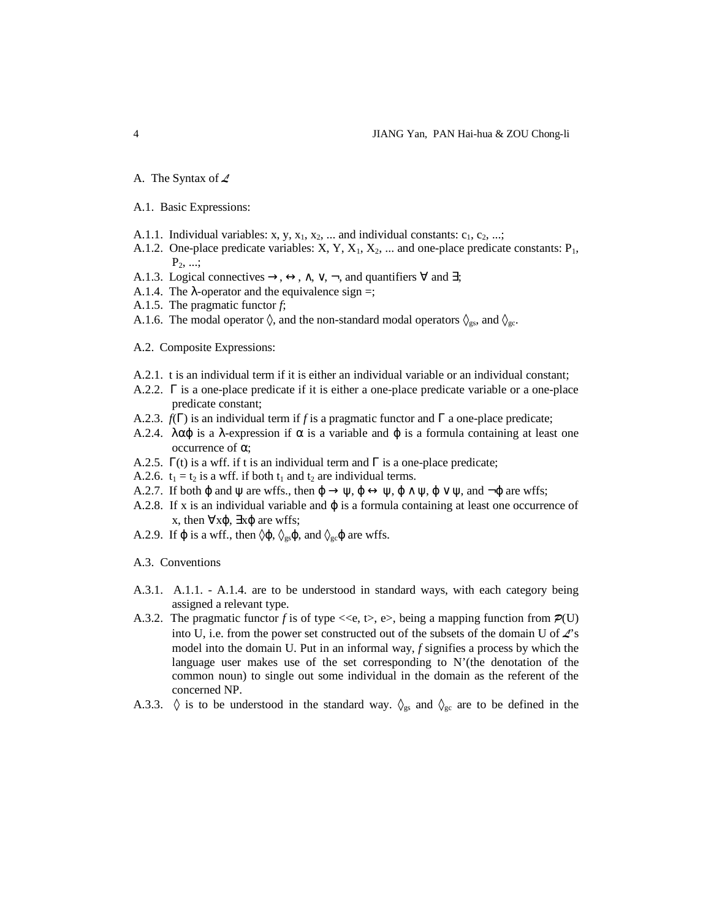A. The Syntax of $\mathcal{L}$

A.1. Basic Expressions:

A.1.1. Individual variables: x, y, $x_1$, $x_2$, ... and individual constants: $c_1$, $c_2$, ...;

A.1.2. One-place predicate variables: X, Y, $X_1$, $X_2$, ... and one-place predicate constants: $P_1$, $P_2$, ...;

A.1.3. Logical connectives $\rightarrow$, $\leftrightarrow$, $\wedge$, $\vee$, $\neg$, and quantifiers $\forall$ and $\exists$;

A.1.4. The $\lambda$-operator and the equivalence sign =;

A.1.5. The pragmatic functor *f*;

A.1.6. The modal operator $\Diamond$, and the non-standard modal operators $\Diamond_{gs}$, and $\Diamond_{gc}$.

A.2. Composite Expressions:

A.2.1. t is an individual term if it is either an individual variable or an individual constant;

A.2.2. $\Gamma$ is a one-place predicate if it is either a one-place predicate variable or a one-place predicate constant;

A.2.3. $f(\Gamma)$ is an individual term if *f* is a pragmatic functor and $\Gamma$ a one-place predicate;

A.2.4. $\lambda\alpha\varphi$ is a $\lambda$-expression if $\alpha$ is a variable and $\varphi$ is a formula containing at least one occurrence of $\alpha$;

A.2.5. $\Gamma(t)$ is a wff. if t is an individual term and $\Gamma$ is a one-place predicate;

A.2.6. $t_1 = t_2$ is a wff. if both $t_1$ and $t_2$ are individual terms.

A.2.7. If both $\varphi$ and $\psi$ are wffs., then $\varphi \rightarrow \psi$, $\varphi \leftrightarrow \psi$, $\varphi \wedge \psi$, $\varphi \vee \psi$, and $\neg\varphi$ are wffs;

A.2.8. If x is an individual variable and $\varphi$ is a formula containing at least one occurrence of x, then $\forall x\varphi$, $\exists x\varphi$ are wffs;

A.2.9. If $\varphi$ is a wff., then $\Diamond\varphi$, $\Diamond_{gs}\varphi$, and $\Diamond_{gc}\varphi$ are wffs.

A.3. Conventions

A.3.1. A.1.1. - A.1.4. are to be understood in standard ways, with each category being assigned a relevant type.

A.3.2. The pragmatic functor *f* is of type <<e, t>, e>, being a mapping function from $\mathcal{P}(U)$ into U, i.e. from the power set constructed out of the subsets of the domain U of $\mathcal{L}$'s model into the domain U. Put in an informal way, *f* signifies a process by which the language user makes use of the set corresponding to N'(the denotation of the common noun) to single out some individual in the domain as the referent of the concerned NP.

A.3.3. $\Diamond$ is to be understood in the standard way. $\Diamond_{gs}$ and $\Diamond_{gc}$ are to be defined in the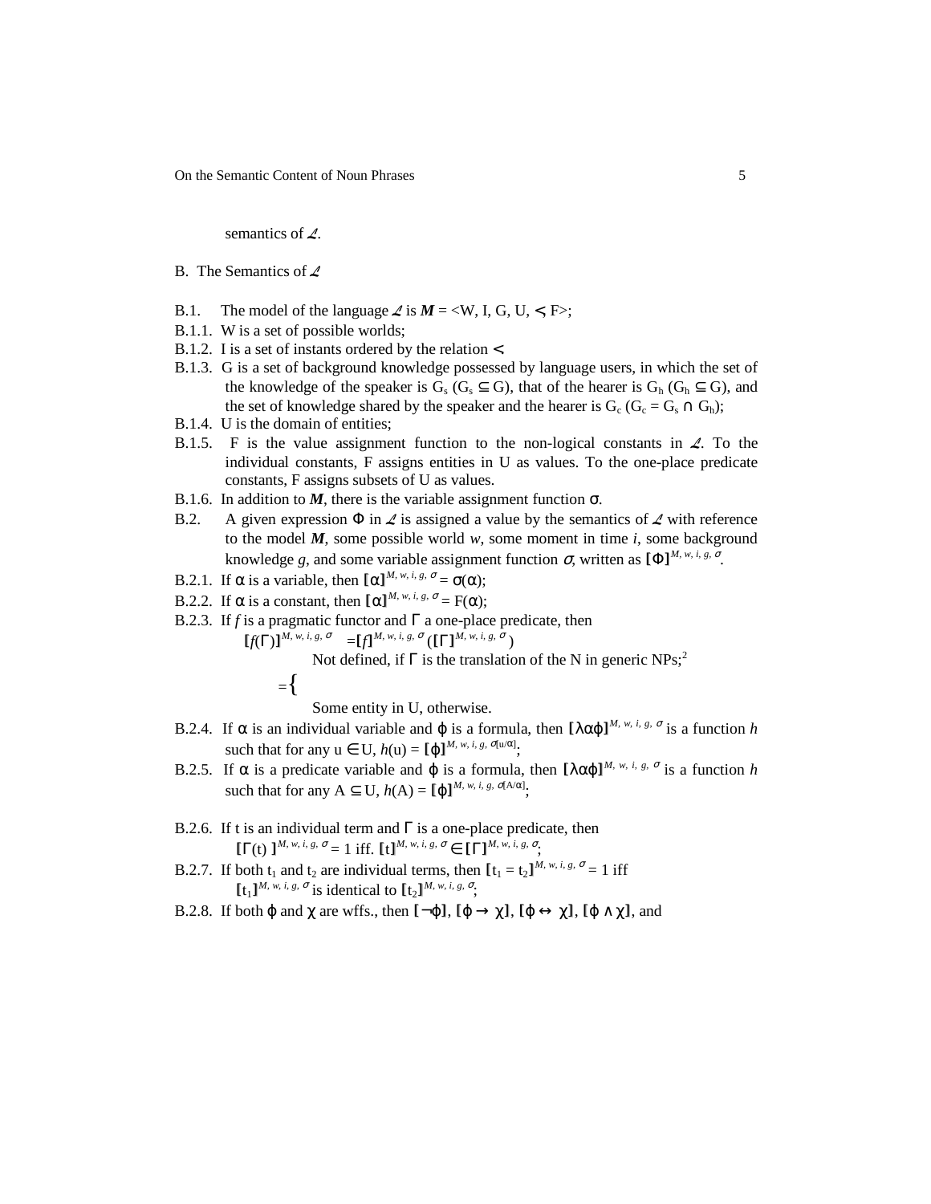semantics of $\mathcal{L}$.

B. The Semantics of $\mathcal{L}$

B.1. The model of the language $\mathcal{L}$ is $\boldsymbol{M} = \langle W, I, G, U, <, F \rangle$;

B.1.1. W is a set of possible worlds;

B.1.2. I is a set of instants ordered by the relation $<$.

B.1.3. G is a set of background knowledge possessed by language users, in which the set of the knowledge of the speaker is $G_s$ ($G_s \subseteq G$), that of the hearer is $G_h$ ($G_h \subseteq G$), and the set of knowledge shared by the speaker and the hearer is $G_c$ ($G_c = G_s \cap G_h$);

B.1.4. U is the domain of entities;

B.1.5. F is the value assignment function to the non-logical constants in $\mathcal{L}$. To the individual constants, F assigns entities in U as values. To the one-place predicate constants, F assigns subsets of U as values.

B.1.6. In addition to $\boldsymbol{M}$, there is the variable assignment function $\sigma$.

B.2. A given expression $\Phi$ in $\mathcal{L}$ is assigned a value by the semantics of $\mathcal{L}$ with reference to the model $\boldsymbol{M}$, some possible world $w$, some moment in time $i$, some background knowledge $g$, and some variable assignment function $\sigma$, written as $[\![\Phi]\!]^{M, w, i, g, \sigma}$.

B.2.1. If $\alpha$ is a variable, then $[\![\alpha]\!]^{M, w, i, g, \sigma} = \sigma(\alpha)$;

B.2.2. If $\alpha$ is a constant, then $[\![\alpha]\!]^{M, w, i, g, \sigma} = F(\alpha)$;

B.2.3. If $f$ is a pragmatic functor and $\Gamma$ a one-place predicate, then

$$[\![f(\Gamma)]\!]^{M, w, i, g, \sigma} = [\![f]\!]^{M, w, i, g, \sigma}([\![\Gamma]\!]^{M, w, i, g, \sigma}) = \begin{cases} \text{Not defined, if } \Gamma \text{ is the translation of the N in generic NPs;}^{2} \\ \text{Some entity in U, otherwise.} \end{cases}$$

B.2.4. If $\alpha$ is an individual variable and $\varphi$ is a formula, then $[\![\lambda\alpha\varphi]\!]^{M, w, i, g, \sigma}$ is a function $h$ such that for any $u \in U$, $h(u) = [\![\varphi]\!]^{M, w, i, g, \sigma[u/\alpha]}$;

B.2.5. If $\alpha$ is a predicate variable and $\varphi$ is a formula, then $[\![\lambda\alpha\varphi]\!]^{M, w, i, g, \sigma}$ is a function $h$ such that for any $A \subseteq U$, $h(A) = [\![\varphi]\!]^{M, w, i, g, \sigma[A/\alpha]}$;

B.2.6. If t is an individual term and $\Gamma$ is a one-place predicate, then $[\![\Gamma(t)]\!]^{M, w, i, g, \sigma} = 1$ iff. $[\![t]\!]^{M, w, i, g, \sigma} \in [\![\Gamma]\!]^{M, w, i, g, \sigma}$;

B.2.7. If both $t_1$ and $t_2$ are individual terms, then $[\![t_1 = t_2]\!]^{M, w, i, g, \sigma} = 1$ iff $[\![t_1]\!]^{M, w, i, g, \sigma}$ is identical to $[\![t_2]\!]^{M, w, i, g, \sigma}$;

B.2.8. If both $\varphi$ and $\chi$ are wffs., then $[\![\neg\varphi]\!]$, $[\![\varphi \rightarrow \chi]\!]$, $[\![\varphi \leftrightarrow \chi]\!]$, $[\![\varphi \wedge \chi]\!]$, and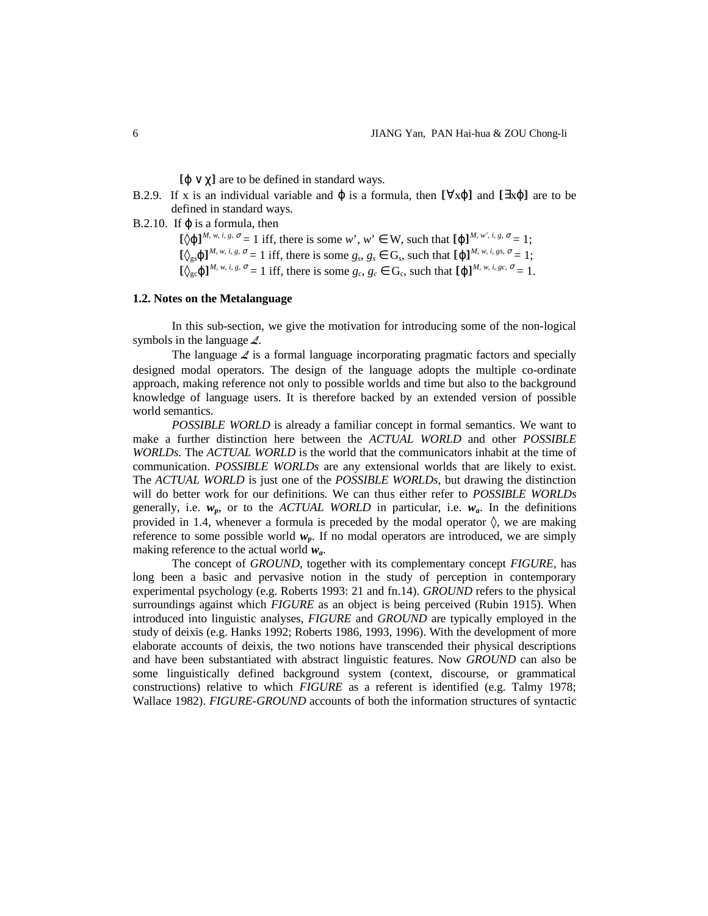$[\![\varphi \lor \chi]\!]$ are to be defined in standard ways.

B.2.9. If x is an individual variable and $\varphi$ is a formula, then $[\![\forall x\varphi]\!]$ and $[\![\exists x\varphi]\!]$ are to be defined in standard ways.

B.2.10. If $\varphi$ is a formula, then

$[\![\Diamond\varphi]\!]^{M, w, i, g, \sigma} = 1$ iff, there is some $w'$, $w' \in$ W, such that $[\![\varphi]\!]^{M, w', i, g, \sigma} = 1$;

$[\![\Diamond_{gs}\varphi]\!]^{M, w, i, g, \sigma} = 1$ iff, there is some $g_s$, $g_s \in \mathrm{G_s}$, such that $[\![\varphi]\!]^{M, w, i, gs, \sigma} = 1$;

$[\![\Diamond_{gc}\varphi]\!]^{M, w, i, g, \sigma} = 1$ iff, there is some $g_c$, $g_c \in \mathrm{G_c}$, such that $[\![\varphi]\!]^{M, w, i, gc, \sigma} = 1$.

### 1.2. Notes on the Metalanguage

In this sub-section, we give the motivation for introducing some of the non-logical symbols in the language $\mathscr{L}$.

The language $\mathscr{L}$ is a formal language incorporating pragmatic factors and specially designed modal operators. The design of the language adopts the multiple co-ordinate approach, making reference not only to possible worlds and time but also to the background knowledge of language users. It is therefore backed by an extended version of possible world semantics.

*POSSIBLE WORLD* is already a familiar concept in formal semantics. We want to make a further distinction here between the *ACTUAL WORLD* and other *POSSIBLE WORLDs*. The *ACTUAL WORLD* is the world that the communicators inhabit at the time of communication. *POSSIBLE WORLDs* are any extensional worlds that are likely to exist. The *ACTUAL WORLD* is just one of the *POSSIBLE WORLDs*, but drawing the distinction will do better work for our definitions. We can thus either refer to *POSSIBLE WORLDs* generally, i.e. $\boldsymbol{w_p}$, or to the *ACTUAL WORLD* in particular, i.e. $\boldsymbol{w_a}$. In the definitions provided in 1.4, whenever a formula is preceded by the modal operator $\Diamond$, we are making reference to some possible world $\boldsymbol{w_p}$. If no modal operators are introduced, we are simply making reference to the actual world $\boldsymbol{w_a}$.

The concept of *GROUND*, together with its complementary concept *FIGURE*, has long been a basic and pervasive notion in the study of perception in contemporary experimental psychology (e.g. Roberts 1993: 21 and fn.14). *GROUND* refers to the physical surroundings against which *FIGURE* as an object is being perceived (Rubin 1915). When introduced into linguistic analyses, *FIGURE* and *GROUND* are typically employed in the study of deixis (e.g. Hanks 1992; Roberts 1986, 1993, 1996). With the development of more elaborate accounts of deixis, the two notions have transcended their physical descriptions and have been substantiated with abstract linguistic features. Now *GROUND* can also be some linguistically defined background system (context, discourse, or grammatical constructions) relative to which *FIGURE* as a referent is identified (e.g. Talmy 1978; Wallace 1982). *FIGURE-GROUND* accounts of both the information structures of syntactic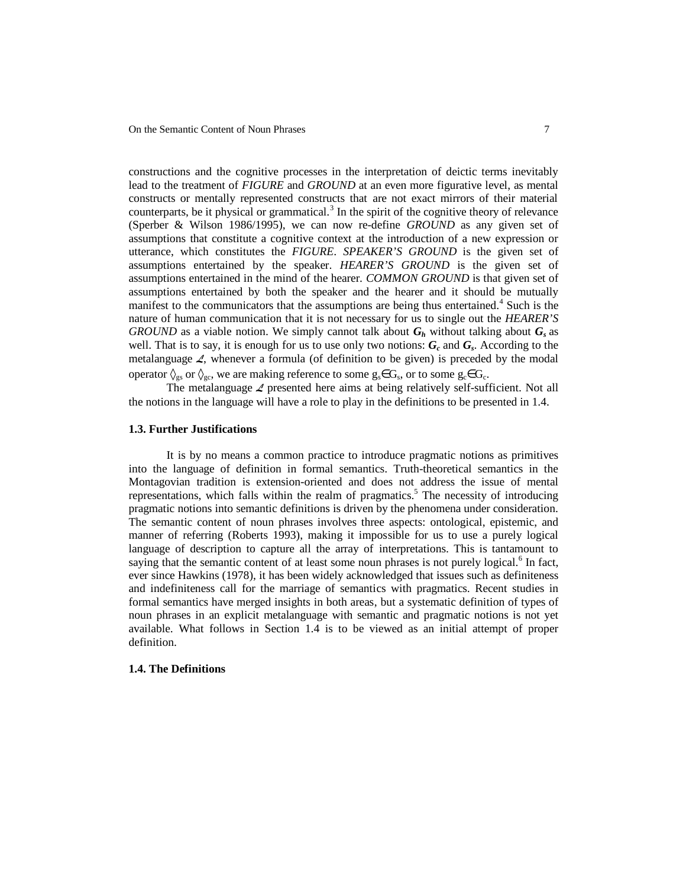constructions and the cognitive processes in the interpretation of deictic terms inevitably lead to the treatment of *FIGURE* and *GROUND* at an even more figurative level, as mental constructs or mentally represented constructs that are not exact mirrors of their material counterparts, be it physical or grammatical.[3] In the spirit of the cognitive theory of relevance (Sperber & Wilson 1986/1995), we can now re-define *GROUND* as any given set of assumptions that constitute a cognitive context at the introduction of a new expression or utterance, which constitutes the *FIGURE*. *SPEAKER'S GROUND* is the given set of assumptions entertained by the speaker. *HEARER'S GROUND* is the given set of assumptions entertained in the mind of the hearer. *COMMON GROUND* is that given set of assumptions entertained by both the speaker and the hearer and it should be mutually manifest to the communicators that the assumptions are being thus entertained.[4] Such is the nature of human communication that it is not necessary for us to single out the *HEARER'S GROUND* as a viable notion. We simply cannot talk about $\boldsymbol{G_h}$ without talking about $\boldsymbol{G_s}$ as well. That is to say, it is enough for us to use only two notions: $\boldsymbol{G_c}$ and $\boldsymbol{G_s}$. According to the metalanguage $\mathcal{L}$, whenever a formula (of definition to be given) is preceded by the modal operator $\lozenge_{gs}$ or $\lozenge_{gc}$, we are making reference to some $g_s \in G_s$, or to some $g_c \in G_c$.

The metalanguage $\mathcal{L}$ presented here aims at being relatively self-sufficient. Not all the notions in the language will have a role to play in the definitions to be presented in 1.4.

### 1.3. Further Justifications

It is by no means a common practice to introduce pragmatic notions as primitives into the language of definition in formal semantics. Truth-theoretical semantics in the Montagovian tradition is extension-oriented and does not address the issue of mental representations, which falls within the realm of pragmatics.[5] The necessity of introducing pragmatic notions into semantic definitions is driven by the phenomena under consideration. The semantic content of noun phrases involves three aspects: ontological, epistemic, and manner of referring (Roberts 1993), making it impossible for us to use a purely logical language of description to capture all the array of interpretations. This is tantamount to saying that the semantic content of at least some noun phrases is not purely logical.[6] In fact, ever since Hawkins (1978), it has been widely acknowledged that issues such as definiteness and indefiniteness call for the marriage of semantics with pragmatics. Recent studies in formal semantics have merged insights in both areas, but a systematic definition of types of noun phrases in an explicit metalanguage with semantic and pragmatic notions is not yet available. What follows in Section 1.4 is to be viewed as an initial attempt of proper definition.

### 1.4. The Definitions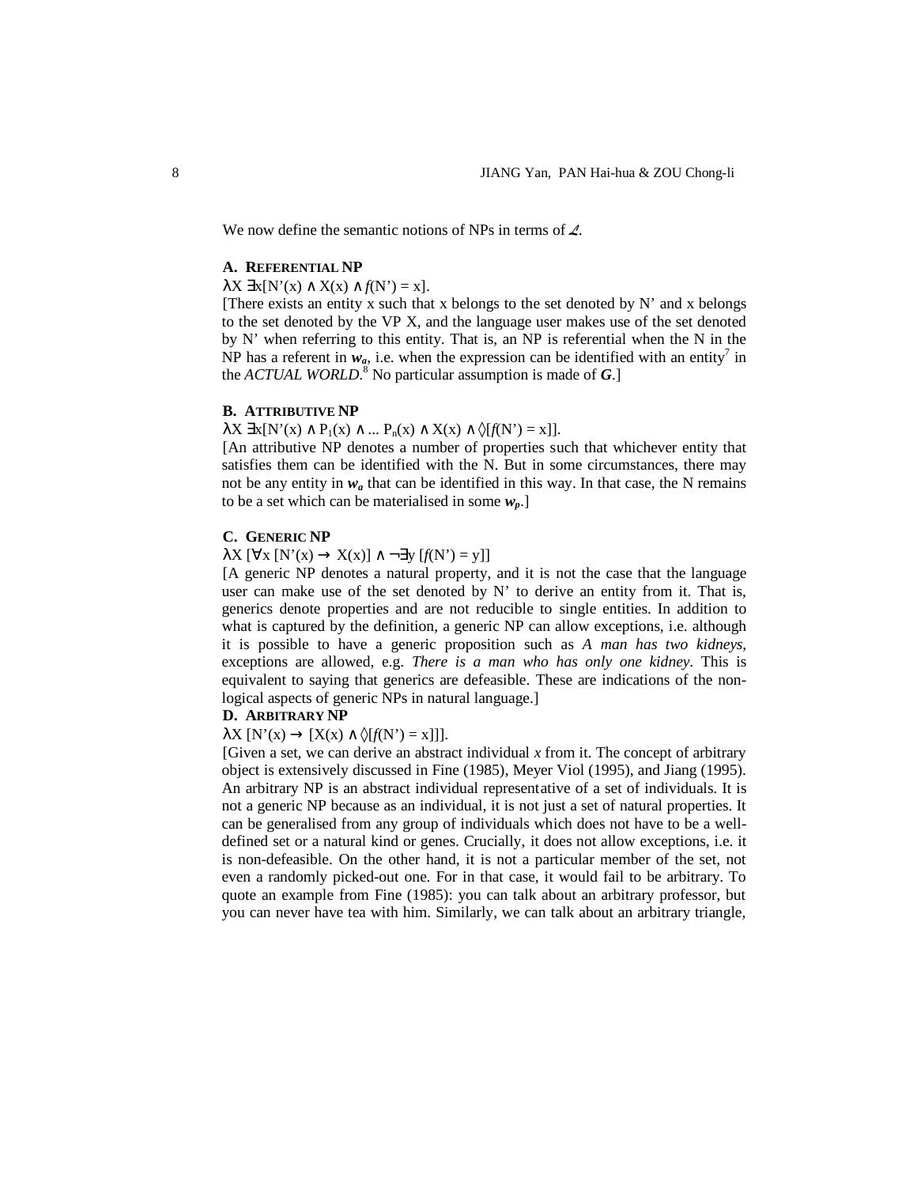We now define the semantic notions of NPs in terms of $\mathcal{L}$.

#### A. REFERENTIAL NP

$\lambda X\ \exists x[N'(x) \wedge X(x) \wedge f(N') = x]$.

[There exists an entity x such that x belongs to the set denoted by N' and x belongs to the set denoted by the VP X, and the language user makes use of the set denoted by N' when referring to this entity. That is, an NP is referential when the N in the NP has a referent in $\boldsymbol{w_a}$, i.e. when the expression can be identified with an entity[7] in the *ACTUAL WORLD*.[8] No particular assumption is made of ***G***.]

#### B. ATTRIBUTIVE NP

$\lambda X\ \exists x[N'(x) \wedge P_1(x) \wedge ...\ P_n(x) \wedge X(x) \wedge \Diamond[f(N') = x]]$.

[An attributive NP denotes a number of properties such that whichever entity that satisfies them can be identified with the N. But in some circumstances, there may not be any entity in $\boldsymbol{w_a}$ that can be identified in this way. In that case, the N remains to be a set which can be materialised in some $\boldsymbol{w_p}$.]

#### C. GENERIC NP

$\lambda X\ [\forall x\ [N'(x) \rightarrow X(x)] \wedge \neg\exists y\ [f(N') = y]]$

[A generic NP denotes a natural property, and it is not the case that the language user can make use of the set denoted by N' to derive an entity from it. That is, generics denote properties and are not reducible to single entities. In addition to what is captured by the definition, a generic NP can allow exceptions, i.e. although it is possible to have a generic proposition such as *A man has two kidneys*, exceptions are allowed, e.g. *There is a man who has only one kidney*. This is equivalent to saying that generics are defeasible. These are indications of the non-logical aspects of generic NPs in natural language.]

#### D. ARBITRARY NP

$\lambda X\ [N'(x) \rightarrow [X(x) \wedge \Diamond[f(N') = x]]]$.

[Given a set, we can derive an abstract individual *x* from it. The concept of arbitrary object is extensively discussed in Fine (1985), Meyer Viol (1995), and Jiang (1995). An arbitrary NP is an abstract individual representative of a set of individuals. It is not a generic NP because as an individual, it is not just a set of natural properties. It can be generalised from any group of individuals which does not have to be a well-defined set or a natural kind or genes. Crucially, it does not allow exceptions, i.e. it is non-defeasible. On the other hand, it is not a particular member of the set, not even a randomly picked-out one. For in that case, it would fail to be arbitrary. To quote an example from Fine (1985): you can talk about an arbitrary professor, but you can never have tea with him. Similarly, we can talk about an arbitrary triangle,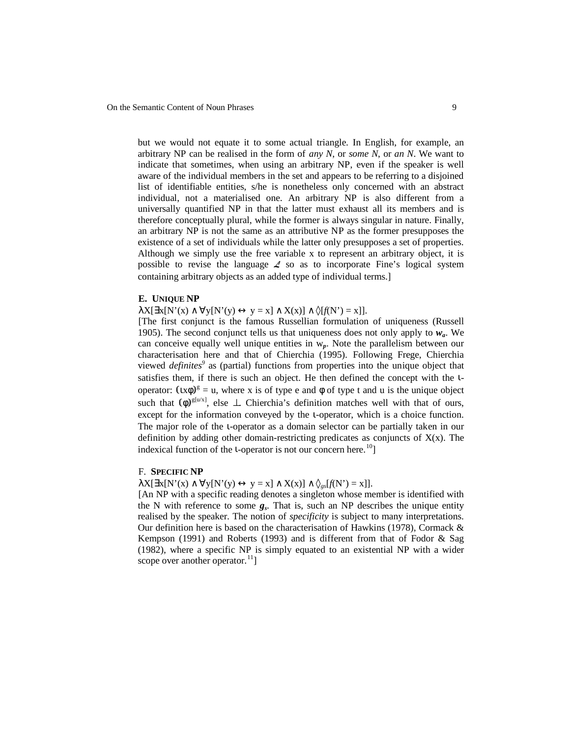but we would not equate it to some actual triangle. In English, for example, an arbitrary NP can be realised in the form of *any N*, or *some N*, or *an N*. We want to indicate that sometimes, when using an arbitrary NP, even if the speaker is well aware of the individual members in the set and appears to be referring to a disjoined list of identifiable entities, s/he is nonetheless only concerned with an abstract individual, not a materialised one. An arbitrary NP is also different from a universally quantified NP in that the latter must exhaust all its members and is therefore conceptually plural, while the former is always singular in nature. Finally, an arbitrary NP is not the same as an attributive NP as the former presupposes the existence of a set of individuals while the latter only presupposes a set of properties. Although we simply use the free variable x to represent an arbitrary object, it is possible to revise the language $\mathcal{L}$ so as to incorporate Fine's logical system containing arbitrary objects as an added type of individual terms.]

### E. Unique NP

$\lambda X[\exists x[N'(x) \wedge \forall y[N'(y) \leftrightarrow y = x] \wedge X(x)] \wedge \Diamond[f(N') = x]]$.

[The first conjunct is the famous Russellian formulation of uniqueness (Russell 1905). The second conjunct tells us that uniqueness does not only apply to $\boldsymbol{w_a}$. We can conceive equally well unique entities in $w_p$. Note the parallelism between our characterisation here and that of Chierchia (1995). Following Frege, Chierchia viewed *definites*[9] as (partial) functions from properties into the unique object that satisfies them, if there is such an object. He then defined the concept with the ι-operator: $(\iota x\phi)^g = u$, where x is of type e and φ of type t and u is the unique object such that $(\phi)^{g[u/x]}$, else ⊥. Chierchia's definition matches well with that of ours, except for the information conveyed by the ι-operator, which is a choice function. The major role of the ι-operator as a domain selector can be partially taken in our definition by adding other domain-restricting predicates as conjuncts of X(x). The indexical function of the ι-operator is not our concern here.[10]]

### F. Specific NP

$\lambda X[\exists x[N'(x) \wedge \forall y[N'(y) \leftrightarrow y = x] \wedge X(x)] \wedge \Diamond_{gs}[f(N') = x]]$.

[An NP with a specific reading denotes a singleton whose member is identified with the N with reference to some $\boldsymbol{g_s}$. That is, such an NP describes the unique entity realised by the speaker. The notion of *specificity* is subject to many interpretations. Our definition here is based on the characterisation of Hawkins (1978), Cormack & Kempson (1991) and Roberts (1993) and is different from that of Fodor & Sag (1982), where a specific NP is simply equated to an existential NP with a wider scope over another operator.[11]]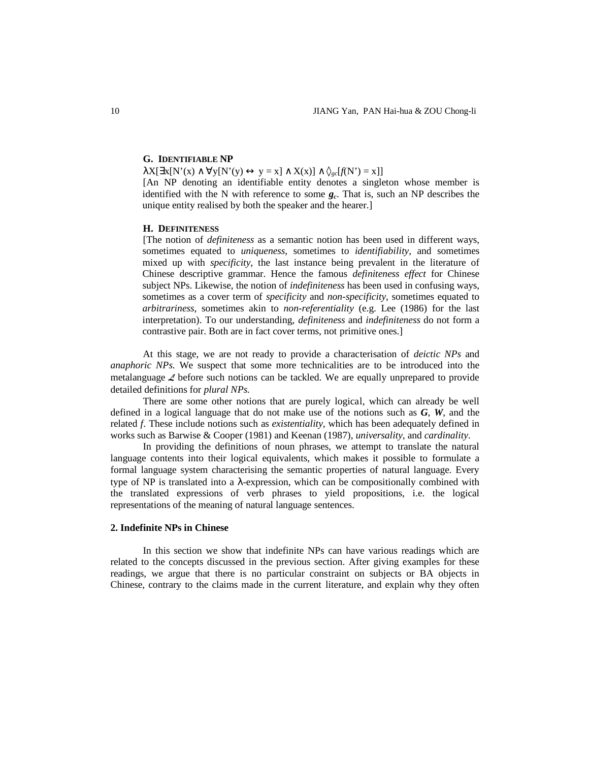### G. IDENTIFIABLE NP

$\lambda X[\exists x[N'(x) \wedge \forall y[N'(y) \leftrightarrow y = x] \wedge X(x)] \wedge \Diamond_{gc}[f(N') = x]]$

[An NP denoting an identifiable entity denotes a singleton whose member is identified with the N with reference to some $\boldsymbol{g_c}$. That is, such an NP describes the unique entity realised by both the speaker and the hearer.]

### H. DEFINITENESS

[The notion of *definiteness* as a semantic notion has been used in different ways, sometimes equated to *uniqueness*, sometimes to *identifiability*, and sometimes mixed up with *specificity*, the last instance being prevalent in the literature of Chinese descriptive grammar. Hence the famous *definiteness effect* for Chinese subject NPs. Likewise, the notion of *indefiniteness* has been used in confusing ways, sometimes as a cover term of *specificity* and *non-specificity*, sometimes equated to *arbitrariness*, sometimes akin to *non-referentiality* (e.g. Lee (1986) for the last interpretation). To our understanding, *definiteness* and *indefiniteness* do not form a contrastive pair. Both are in fact cover terms, not primitive ones.]

At this stage, we are not ready to provide a characterisation of *deictic NPs* and *anaphoric NPs.* We suspect that some more technicalities are to be introduced into the metalanguage $\mathcal{L}$ before such notions can be tackled. We are equally unprepared to provide detailed definitions for *plural NPs.*

There are some other notions that are purely logical, which can already be well defined in a logical language that do not make use of the notions such as $\boldsymbol{G}$, $\boldsymbol{W}$, and the related $f$. These include notions such as *existentiality*, which has been adequately defined in works such as Barwise & Cooper (1981) and Keenan (1987), *universality*, and *cardinality*.

In providing the definitions of noun phrases, we attempt to translate the natural language contents into their logical equivalents, which makes it possible to formulate a formal language system characterising the semantic properties of natural language. Every type of NP is translated into a $\lambda$-expression, which can be compositionally combined with the translated expressions of verb phrases to yield propositions, i.e. the logical representations of the meaning of natural language sentences.

## 2. Indefinite NPs in Chinese

In this section we show that indefinite NPs can have various readings which are related to the concepts discussed in the previous section. After giving examples for these readings, we argue that there is no particular constraint on subjects or BA objects in Chinese, contrary to the claims made in the current literature, and explain why they often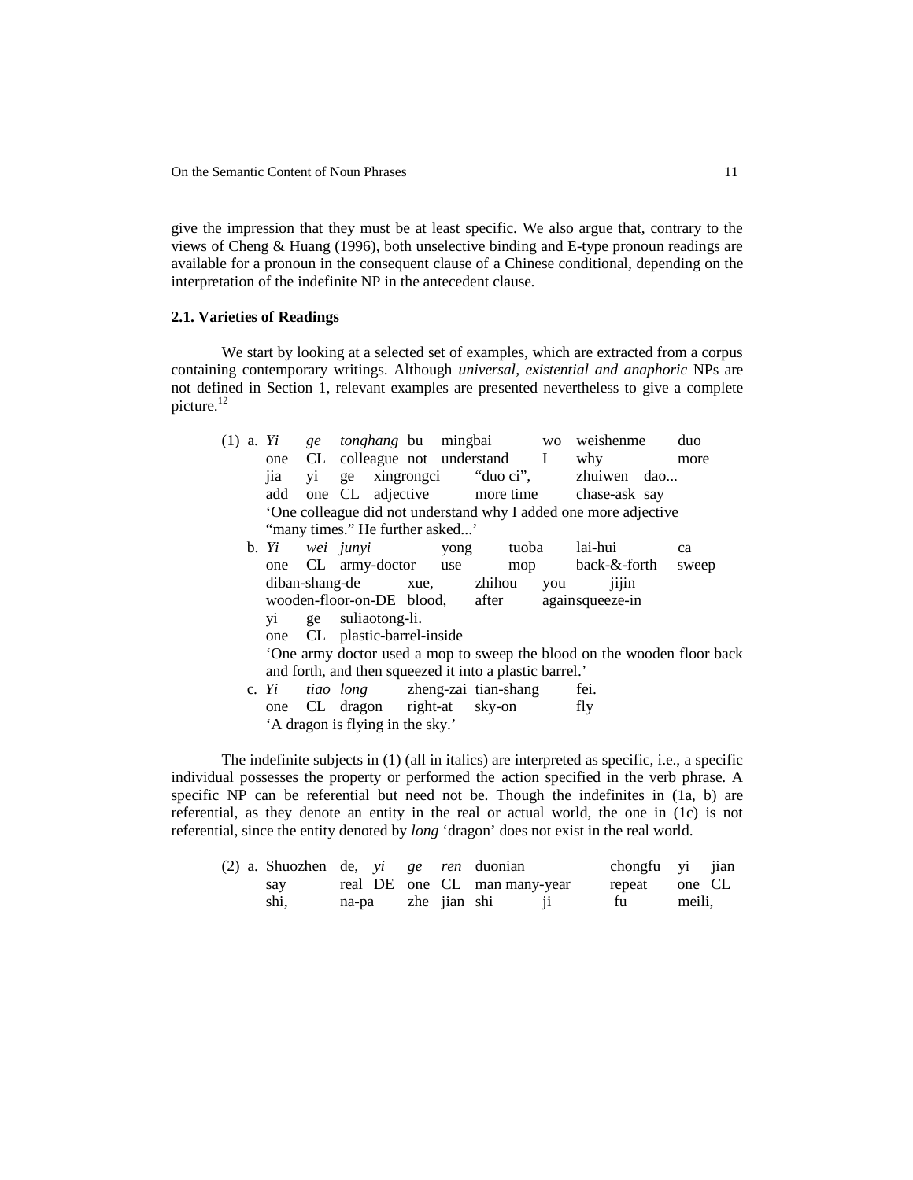give the impression that they must be at least specific. We also argue that, contrary to the views of Cheng & Huang (1996), both unselective binding and E-type pronoun readings are available for a pronoun in the consequent clause of a Chinese conditional, depending on the interpretation of the indefinite NP in the antecedent clause.

### 2.1. Varieties of Readings

We start by looking at a selected set of examples, which are extracted from a corpus containing contemporary writings. Although *universal, existential and anaphoric* NPs are not defined in Section 1, relevant examples are presented nevertheless to give a complete picture.[12]

(1) a. *Yi ge tonghang* bu mingbai wo weishenme duo
one CL colleague not understand I why more
jia yi ge xingrongci "duo ci", zhuiwen dao...
add one CL adjective more time chase-ask say
'One colleague did not understand why I added one more adjective "many times." He further asked...'

b. *Yi wei junyi* yong tuoba lai-hui ca
one CL army-doctor use mop back-&-forth sweep
diban-shang-de xue, zhihou you jijin
wooden-floor-on-DE blood, after again squeeze-in
yi ge suliaotong-li.
one CL plastic-barrel-inside
'One army doctor used a mop to sweep the blood on the wooden floor back and forth, and then squeezed it into a plastic barrel.'

c. *Yi tiao long* zheng-zai tian-shang fei.
one CL dragon right-at sky-on fly
'A dragon is flying in the sky.'

The indefinite subjects in (1) (all in italics) are interpreted as specific, i.e., a specific individual possesses the property or performed the action specified in the verb phrase. A specific NP can be referential but need not be. Though the indefinites in (1a, b) are referential, as they denote an entity in the real or actual world, the one in (1c) is not referential, since the entity denoted by *long* 'dragon' does not exist in the real world.

(2) a. Shuozhen de, *yi ge ren* duonian chongfu yi jian
say real DE one CL man many-year repeat one CL
shi, na-pa zhe jian shi ji fu meili,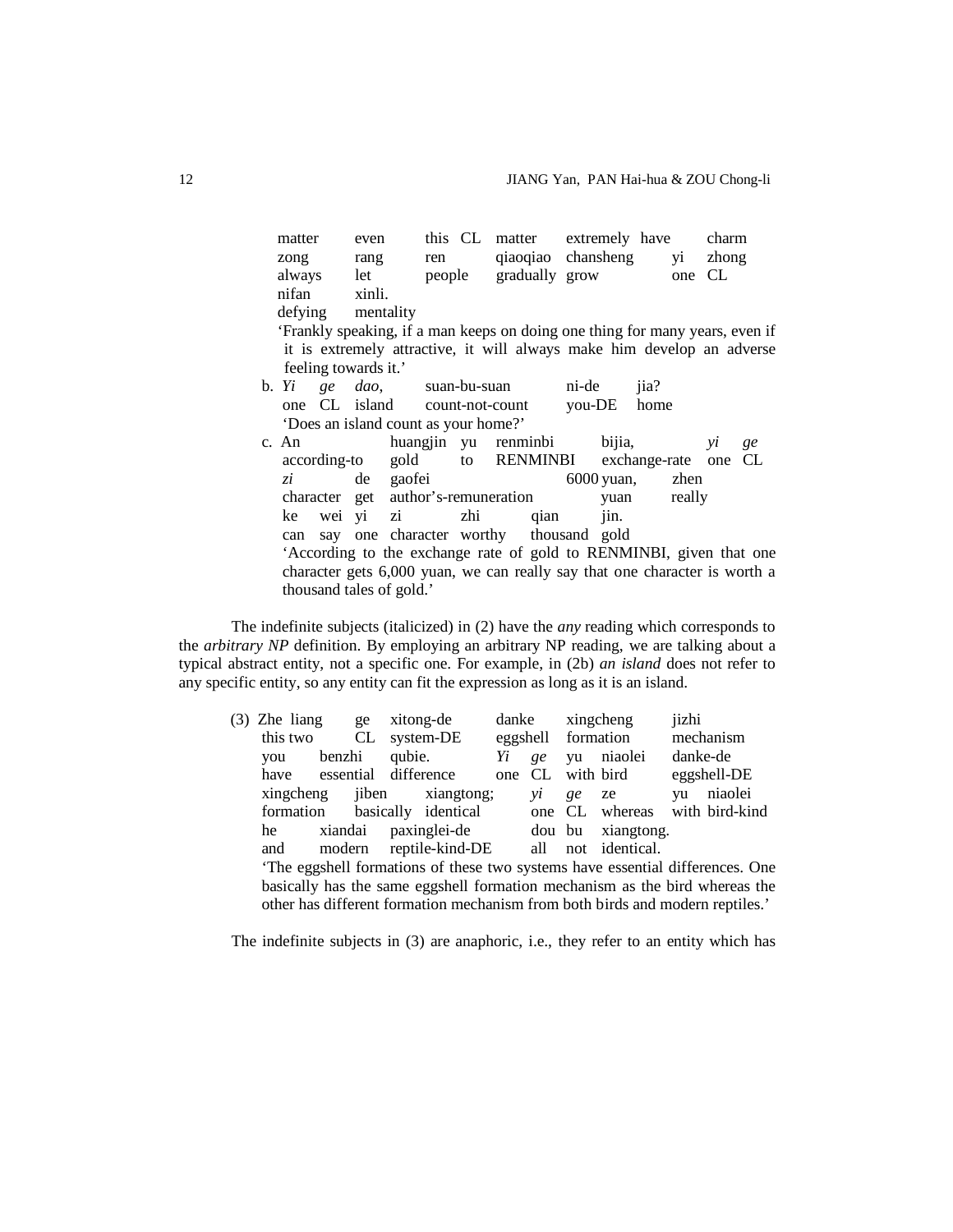matter even this CL matter extremely have charm
zong rang ren qiaoqiao chansheng yi zhong
always let people gradually grow one CL
nifan xinli.
defying mentality
'Frankly speaking, if a man keeps on doing one thing for many years, even if it is extremely attractive, it will always make him develop an adverse feeling towards it.'

b. *Yi ge dao*, suan-bu-suan ni-de jia?
one CL island count-not-count you-DE home
'Does an island count as your home?'

c. An huangjin yu renminbi bijia, *yi ge*
according-to gold to RENMINBI exchange-rate one CL
*zi* de gaofei 6000 yuan, zhen
character get author's-remuneration yuan really
ke wei yi zi zhi qian jin.
can say one character worthy thousand gold
'According to the exchange rate of gold to RENMINBI, given that one character gets 6,000 yuan, we can really say that one character is worth a thousand tales of gold.'

The indefinite subjects (italicized) in (2) have the *any* reading which corresponds to the *arbitrary NP* definition. By employing an arbitrary NP reading, we are talking about a typical abstract entity, not a specific one. For example, in (2b) *an island* does not refer to any specific entity, so any entity can fit the expression as long as it is an island.

(3) Zhe liang ge xitong-de danke xingcheng jizhi
this two CL system-DE eggshell formation mechanism
you benzhi qubie. *Yi ge* yu niaolei danke-de
have essential difference one CL with bird eggshell-DE
xingcheng jiben xiangtong; *yi ge* ze yu niaolei
formation basically identical one CL whereas with bird-kind
he xiandai paxinglei-de dou bu xiangtong.
and modern reptile-kind-DE all not identical.
'The eggshell formations of these two systems have essential differences. One basically has the same eggshell formation mechanism as the bird whereas the other has different formation mechanism from both birds and modern reptiles.'

The indefinite subjects in (3) are anaphoric, i.e., they refer to an entity which has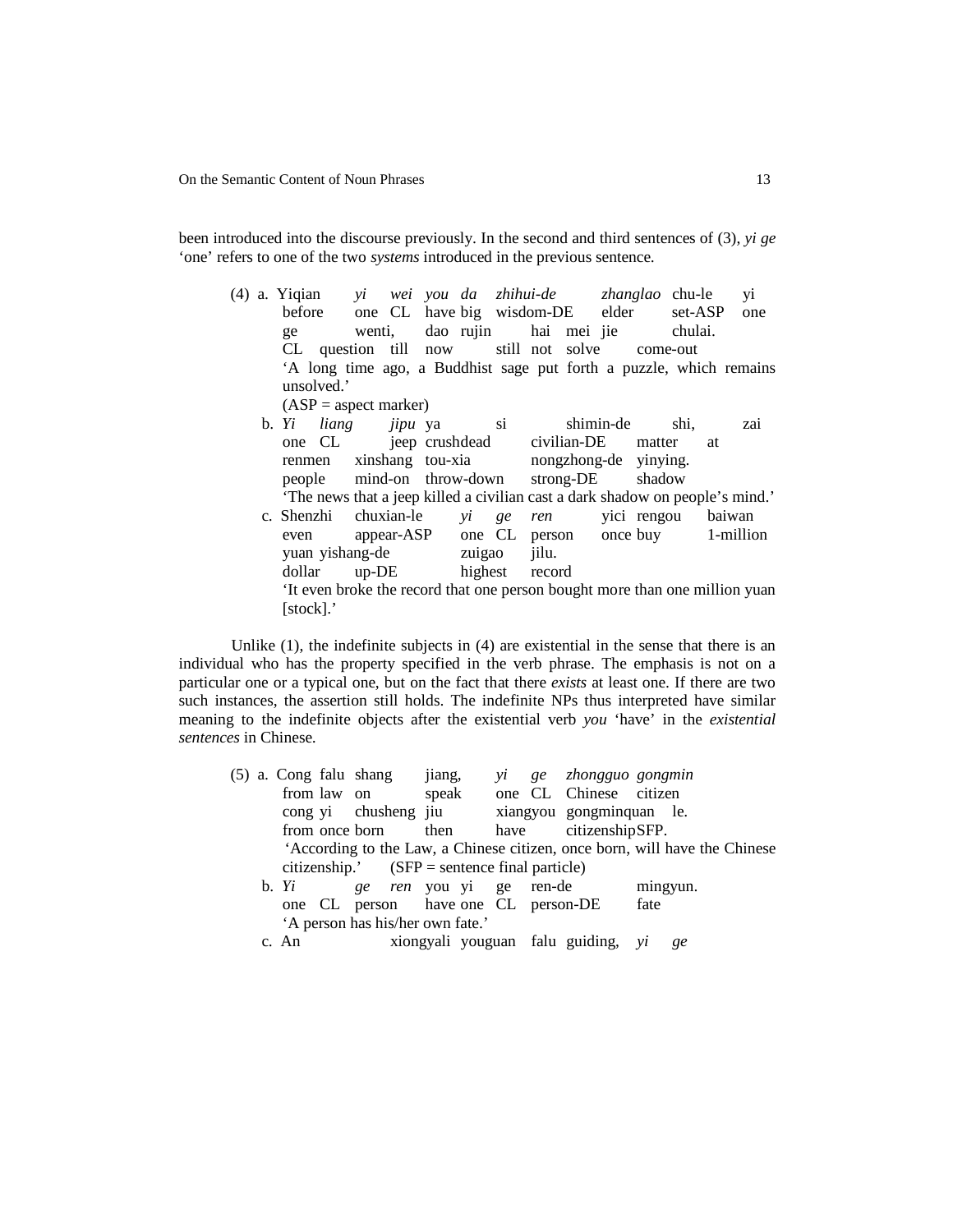been introduced into the discourse previously. In the second and third sentences of (3), *yi ge* 'one' refers to one of the two *systems* introduced in the previous sentence.

(4) a. Yiqian *yi wei you da zhihui-de zhanglao* chu-le yi
before one CL have big wisdom-DE elder set-ASP one
ge wenti, dao rujin hai mei jie chulai.
CL question till now still not solve come-out
'A long time ago, a Buddhist sage put forth a puzzle, which remains unsolved.'
(ASP = aspect marker)

b. *Yi liang jipu* ya si shimin-de shi, zai
one CL jeep crushdead civilian-DE matter at
renmen xinshang tou-xia nongzhong-de yinying.
people mind-on throw-down strong-DE shadow
'The news that a jeep killed a civilian cast a dark shadow on people's mind.'

c. Shenzhi chuxian-le *yi ge ren* yici rengou baiwan
even appear-ASP one CL person once buy 1-million
yuan yishang-de zuigao jilu.
dollar up-DE highest record
'It even broke the record that one person bought more than one million yuan [stock].'

Unlike (1), the indefinite subjects in (4) are existential in the sense that there is an individual who has the property specified in the verb phrase. The emphasis is not on a particular one or a typical one, but on the fact that there *exists* at least one. If there are two such instances, the assertion still holds. The indefinite NPs thus interpreted have similar meaning to the indefinite objects after the existential verb *you* 'have' in the *existential sentences* in Chinese.

(5) a. Cong falu shang jiang, *yi ge zhongguo gongmin*
from law on speak one CL Chinese citizen
cong yi chusheng jiu xiangyou gongminquan le.
from once born then have citizenship SFP.
'According to the Law, a Chinese citizen, once born, will have the Chinese citizenship.' (SFP = sentence final particle)

b. *Yi ge ren* you yi ge ren-de mingyun.
one CL person have one CL person-DE fate
'A person has his/her own fate.'

c. An xiongyali youguan falu guiding, *yi ge*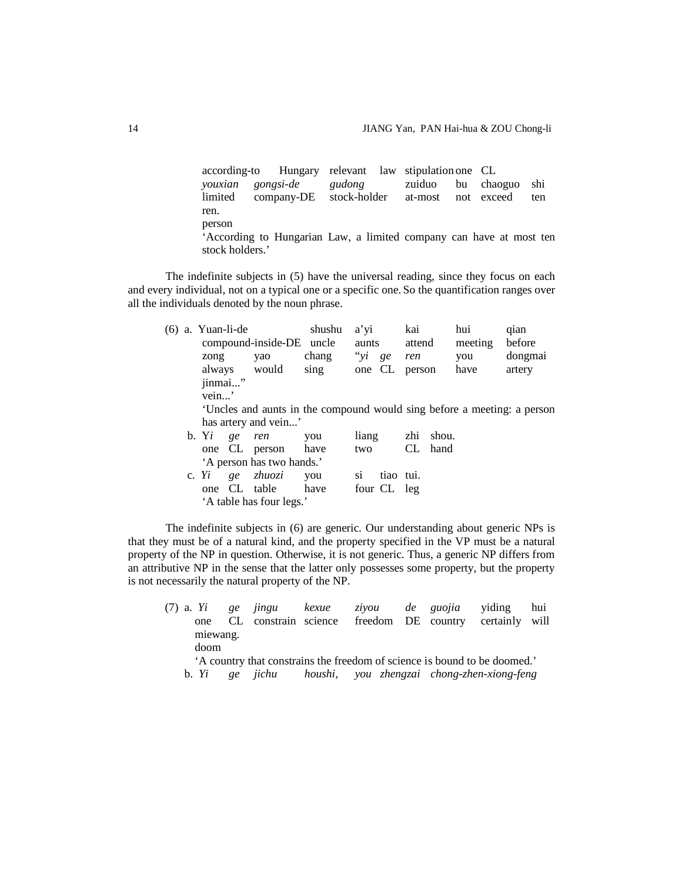according-to Hungary relevant law stipulation one CL
*youxian gongsi-de gudong* zuiduo bu chaoguo shi
limited company-DE stock-holder at-most not exceed ten
ren.
person
'According to Hungarian Law, a limited company can have at most ten stock holders.'

The indefinite subjects in (5) have the universal reading, since they focus on each and every individual, not on a typical one or a specific one. So the quantification ranges over all the individuals denoted by the noun phrase.

(6) a. Yuan-li-de shushu a'yi kai hui qian
compound-inside-DE uncle aunts attend meeting before
zong yao chang "*yi ge ren* you dongmai
always would sing one CL person have artery
jinmai..."
vein...'
'Uncles and aunts in the compound would sing before a meeting: a person has artery and vein...'

b. Y*i ge ren* you liang zhi shou.
one CL person have two CL hand
'A person has two hands.'

c. *Yi ge zhuozi* you si tiao tui.
one CL table have four CL leg
'A table has four legs.'

The indefinite subjects in (6) are generic. Our understanding about generic NPs is that they must be of a natural kind, and the property specified in the VP must be a natural property of the NP in question. Otherwise, it is not generic. Thus, a generic NP differs from an attributive NP in the sense that the latter only possesses some property, but the property is not necessarily the natural property of the NP.

(7) a. *Yi ge jingu kexue ziyou de guojia* yiding hui
one CL constrain science freedom DE country certainly will
miewang.
doom
'A country that constrains the freedom of science is bound to be doomed.'

b. *Yi ge jichu houshi, you zhengzai chong-zhen-xiong-feng*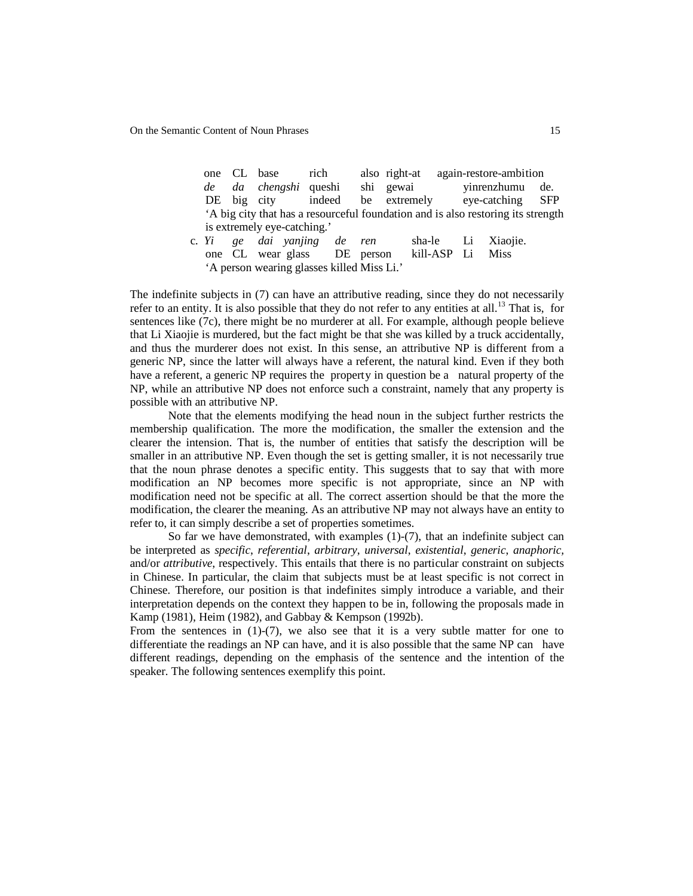one CL base rich also right-at again-restore-ambition
*de da chengshi* queshi shi gewai yinrenzhumu de.
DE big city indeed be extremely eye-catching SFP
'A big city that has a resourceful foundation and is also restoring its strength is extremely eye-catching.'

c. *Yi ge dai yanjing de ren* sha-le Li Xiaojie.
one CL wear glass DE person kill-ASP Li Miss
'A person wearing glasses killed Miss Li.'

The indefinite subjects in (7) can have an attributive reading, since they do not necessarily refer to an entity. It is also possible that they do not refer to any entities at all.[13] That is, for sentences like (7c), there might be no murderer at all. For example, although people believe that Li Xiaojie is murdered, but the fact might be that she was killed by a truck accidentally, and thus the murderer does not exist. In this sense, an attributive NP is different from a generic NP, since the latter will always have a referent, the natural kind. Even if they both have a referent, a generic NP requires the property in question be a natural property of the NP, while an attributive NP does not enforce such a constraint, namely that any property is possible with an attributive NP.

Note that the elements modifying the head noun in the subject further restricts the membership qualification. The more the modification, the smaller the extension and the clearer the intension. That is, the number of entities that satisfy the description will be smaller in an attributive NP. Even though the set is getting smaller, it is not necessarily true that the noun phrase denotes a specific entity. This suggests that to say that with more modification an NP becomes more specific is not appropriate, since an NP with modification need not be specific at all. The correct assertion should be that the more the modification, the clearer the meaning. As an attributive NP may not always have an entity to refer to, it can simply describe a set of properties sometimes.

So far we have demonstrated, with examples (1)-(7), that an indefinite subject can be interpreted as *specific*, *referential*, *arbitrary*, *universal*, *existential*, *generic*, *anaphoric*, and/or *attributive*, respectively. This entails that there is no particular constraint on subjects in Chinese. In particular, the claim that subjects must be at least specific is not correct in Chinese. Therefore, our position is that indefinites simply introduce a variable, and their interpretation depends on the context they happen to be in, following the proposals made in Kamp (1981), Heim (1982), and Gabbay & Kempson (1992b).

From the sentences in (1)-(7), we also see that it is a very subtle matter for one to differentiate the readings an NP can have, and it is also possible that the same NP can have different readings, depending on the emphasis of the sentence and the intention of the speaker. The following sentences exemplify this point.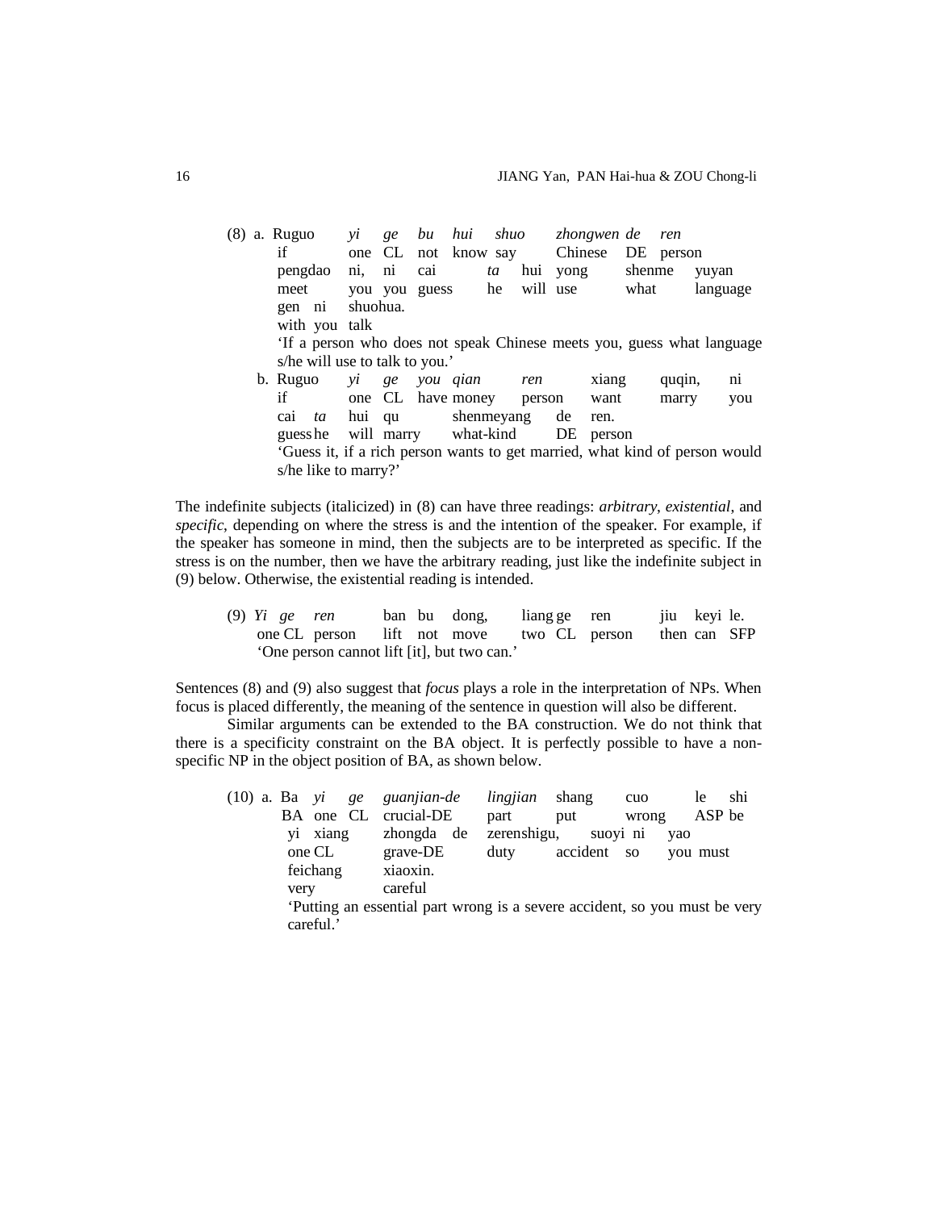(8) a. Ruguo *yi ge bu hui shuo zhongwen de ren*
   if one CL not know say Chinese DE person
   pengdao ni, ni cai *ta* hui yong shenme yuyan
   meet you you guess he will use what language
   gen ni shuohua.
   with you talk
   'If a person who does not speak Chinese meets you, guess what language s/he will use to talk to you.'

   b. Ruguo *yi ge you qian ren* xiang quqin, ni
   if one CL have money person want marry you
   cai *ta* hui qu shenmeyang de ren.
   guess he will marry what-kind DE person
   'Guess it, if a rich person wants to get married, what kind of person would s/he like to marry?'

The indefinite subjects (italicized) in (8) can have three readings: *arbitrary*, *existential*, and *specific*, depending on where the stress is and the intention of the speaker. For example, if the speaker has someone in mind, then the subjects are to be interpreted as specific. If the stress is on the number, then we have the arbitrary reading, just like the indefinite subject in (9) below. Otherwise, the existential reading is intended.

(9) *Yi ge ren* ban bu dong, liang ge ren jiu keyi le.
   one CL person lift not move two CL person then can SFP
   'One person cannot lift [it], but two can.'

Sentences (8) and (9) also suggest that *focus* plays a role in the interpretation of NPs. When focus is placed differently, the meaning of the sentence in question will also be different.

Similar arguments can be extended to the BA construction. We do not think that there is a specificity constraint on the BA object. It is perfectly possible to have a non-specific NP in the object position of BA, as shown below.

(10) a. Ba *yi ge guanjian-de lingjian* shang cuo le shi
   BA one CL crucial-DE part put wrong ASP be
   yi xiang zhongda de zerenshigu, suoyi ni yao
   one CL grave-DE duty accident so you must
   feichang xiaoxin.
   very careful
   'Putting an essential part wrong is a severe accident, so you must be very careful.'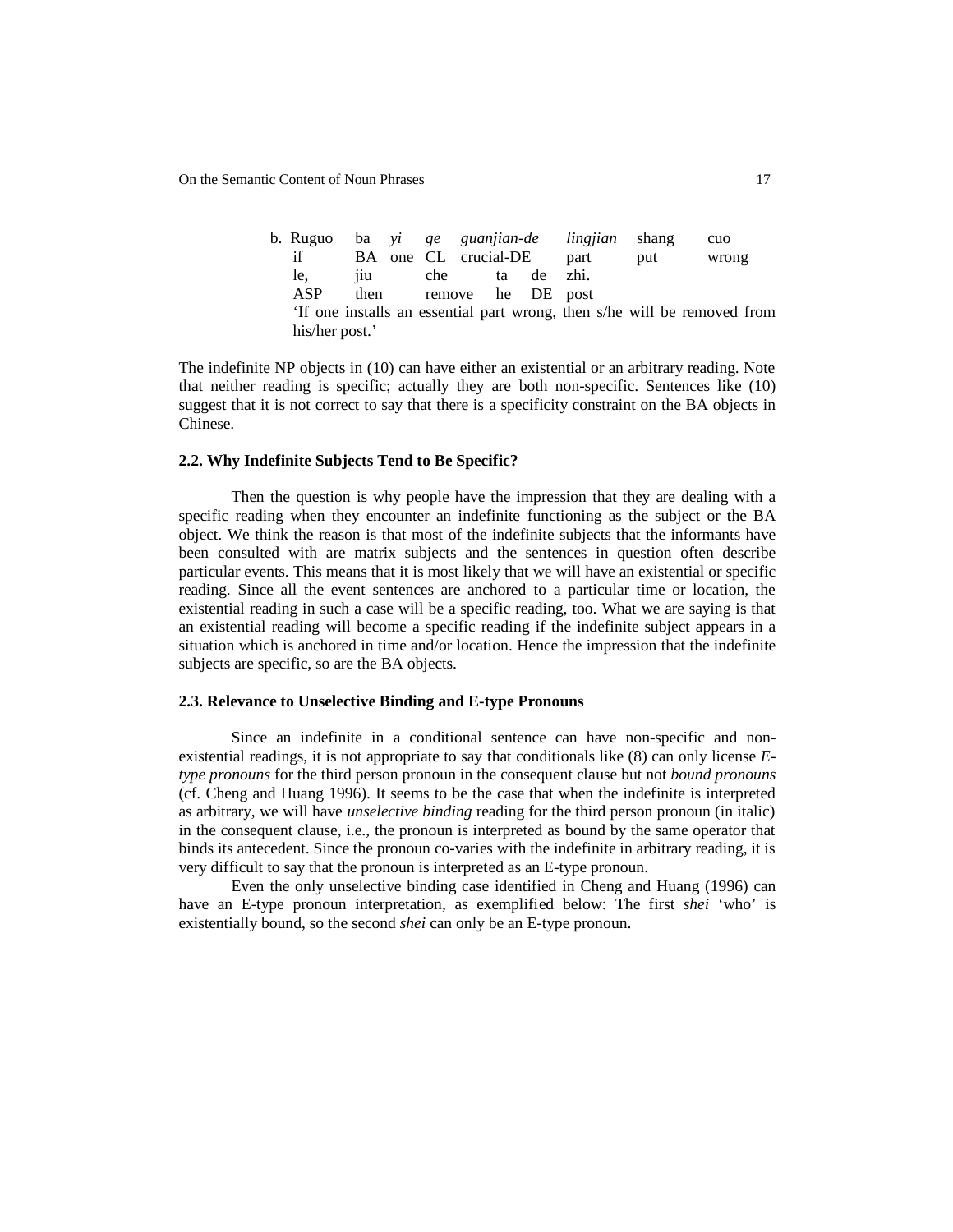b. Ruguo ba *yi ge guanjian-de lingjian* shang cuo
   if BA one CL crucial-DE part put wrong
   le, jiu che ta de zhi.
   ASP then remove he DE post
   'If one installs an essential part wrong, then s/he will be removed from his/her post.'

The indefinite NP objects in (10) can have either an existential or an arbitrary reading. Note that neither reading is specific; actually they are both non-specific. Sentences like (10) suggest that it is not correct to say that there is a specificity constraint on the BA objects in Chinese.

### 2.2. Why Indefinite Subjects Tend to Be Specific?

Then the question is why people have the impression that they are dealing with a specific reading when they encounter an indefinite functioning as the subject or the BA object. We think the reason is that most of the indefinite subjects that the informants have been consulted with are matrix subjects and the sentences in question often describe particular events. This means that it is most likely that we will have an existential or specific reading. Since all the event sentences are anchored to a particular time or location, the existential reading in such a case will be a specific reading, too. What we are saying is that an existential reading will become a specific reading if the indefinite subject appears in a situation which is anchored in time and/or location. Hence the impression that the indefinite subjects are specific, so are the BA objects.

### 2.3. Relevance to Unselective Binding and E-type Pronouns

Since an indefinite in a conditional sentence can have non-specific and non-existential readings, it is not appropriate to say that conditionals like (8) can only license *E-type pronouns* for the third person pronoun in the consequent clause but not *bound pronouns* (cf. Cheng and Huang 1996). It seems to be the case that when the indefinite is interpreted as arbitrary, we will have *unselective binding* reading for the third person pronoun (in italic) in the consequent clause, i.e., the pronoun is interpreted as bound by the same operator that binds its antecedent. Since the pronoun co-varies with the indefinite in arbitrary reading, it is very difficult to say that the pronoun is interpreted as an E-type pronoun.

Even the only unselective binding case identified in Cheng and Huang (1996) can have an E-type pronoun interpretation, as exemplified below: The first *shei* 'who' is existentially bound, so the second *shei* can only be an E-type pronoun.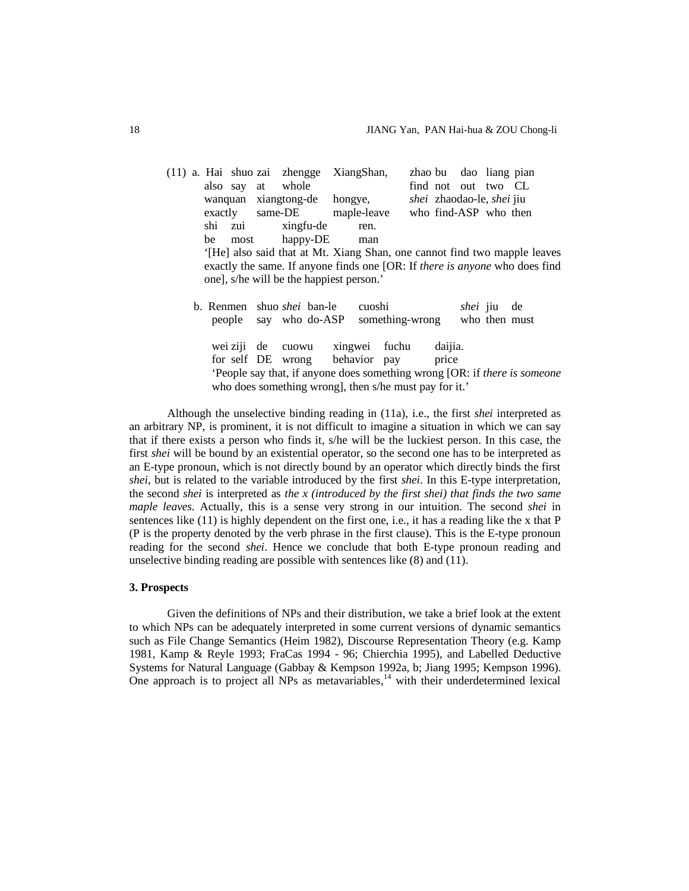(11) a. Hai shuo zai zhengge XiangShan, zhao bu dao liang pian
also say at whole find not out two CL
wanquan xiangtong-de hongye, *shei* zhaodao-le, *shei* jiu
exactly same-DE maple-leave who find-ASP who then
shi zui xingfu-de ren.
be most happy-DE man
'[He] also said that at Mt. Xiang Shan, one cannot find two mapple leaves exactly the same. If anyone finds one [OR: If *there is anyone* who does find one], s/he will be the happiest person.'

b. Renmen shuo *shei* ban-le cuoshi *shei* jiu de
people say who do-ASP something-wrong who then must

wei ziji de cuowu xingwei fuchu daijia.
for self DE wrong behavior pay price
'People say that, if anyone does something wrong [OR: if *there is someone* who does something wrong], then s/he must pay for it.'

Although the unselective binding reading in (11a), i.e., the first *shei* interpreted as an arbitrary NP, is prominent, it is not difficult to imagine a situation in which we can say that if there exists a person who finds it, s/he will be the luckiest person. In this case, the first *shei* will be bound by an existential operator, so the second one has to be interpreted as an E-type pronoun, which is not directly bound by an operator which directly binds the first *shei*, but is related to the variable introduced by the first *shei*. In this E-type interpretation, the second *shei* is interpreted as *the x (introduced by the first shei) that finds the two same maple leaves*. Actually, this is a sense very strong in our intuition. The second *shei* in sentences like (11) is highly dependent on the first one, i.e., it has a reading like the x that P (P is the property denoted by the verb phrase in the first clause). This is the E-type pronoun reading for the second *shei*. Hence we conclude that both E-type pronoun reading and unselective binding reading are possible with sentences like (8) and (11).

## 3. Prospects

Given the definitions of NPs and their distribution, we take a brief look at the extent to which NPs can be adequately interpreted in some current versions of dynamic semantics such as File Change Semantics (Heim 1982), Discourse Representation Theory (e.g. Kamp 1981, Kamp & Reyle 1993; FraCas 1994 - 96; Chierchia 1995), and Labelled Deductive Systems for Natural Language (Gabbay & Kempson 1992a, b; Jiang 1995; Kempson 1996). One approach is to project all NPs as metavariables,[14] with their underdetermined lexical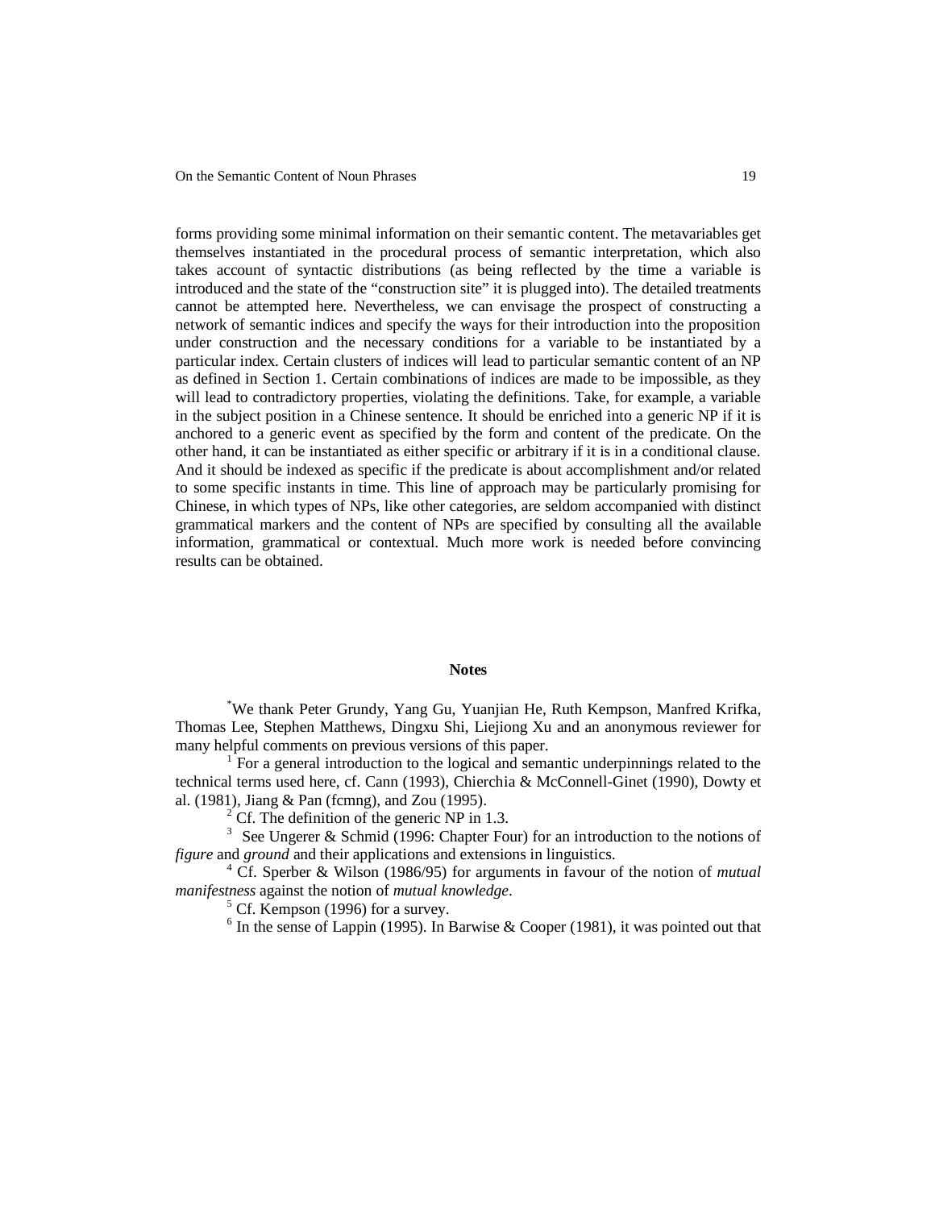forms providing some minimal information on their semantic content. The metavariables get themselves instantiated in the procedural process of semantic interpretation, which also takes account of syntactic distributions (as being reflected by the time a variable is introduced and the state of the "construction site" it is plugged into). The detailed treatments cannot be attempted here. Nevertheless, we can envisage the prospect of constructing a network of semantic indices and specify the ways for their introduction into the proposition under construction and the necessary conditions for a variable to be instantiated by a particular index. Certain clusters of indices will lead to particular semantic content of an NP as defined in Section 1. Certain combinations of indices are made to be impossible, as they will lead to contradictory properties, violating the definitions. Take, for example, a variable in the subject position in a Chinese sentence. It should be enriched into a generic NP if it is anchored to a generic event as specified by the form and content of the predicate. On the other hand, it can be instantiated as either specific or arbitrary if it is in a conditional clause. And it should be indexed as specific if the predicate is about accomplishment and/or related to some specific instants in time. This line of approach may be particularly promising for Chinese, in which types of NPs, like other categories, are seldom accompanied with distinct grammatical markers and the content of NPs are specified by consulting all the available information, grammatical or contextual. Much more work is needed before convincing results can be obtained.

## Notes

[*]We thank Peter Grundy, Yang Gu, Yuanjian He, Ruth Kempson, Manfred Krifka, Thomas Lee, Stephen Matthews, Dingxu Shi, Liejiong Xu and an anonymous reviewer for many helpful comments on previous versions of this paper.

[1] For a general introduction to the logical and semantic underpinnings related to the technical terms used here, cf. Cann (1993), Chierchia & McConnell-Ginet (1990), Dowty et al. (1981), Jiang & Pan (fcmng), and Zou (1995).

[2] Cf. The definition of the generic NP in 1.3.

[3] See Ungerer & Schmid (1996: Chapter Four) for an introduction to the notions of *figure* and *ground* and their applications and extensions in linguistics.

[4] Cf. Sperber & Wilson (1986/95) for arguments in favour of the notion of *mutual manifestness* against the notion of *mutual knowledge*.

[5] Cf. Kempson (1996) for a survey.

[6] In the sense of Lappin (1995). In Barwise & Cooper (1981), it was pointed out that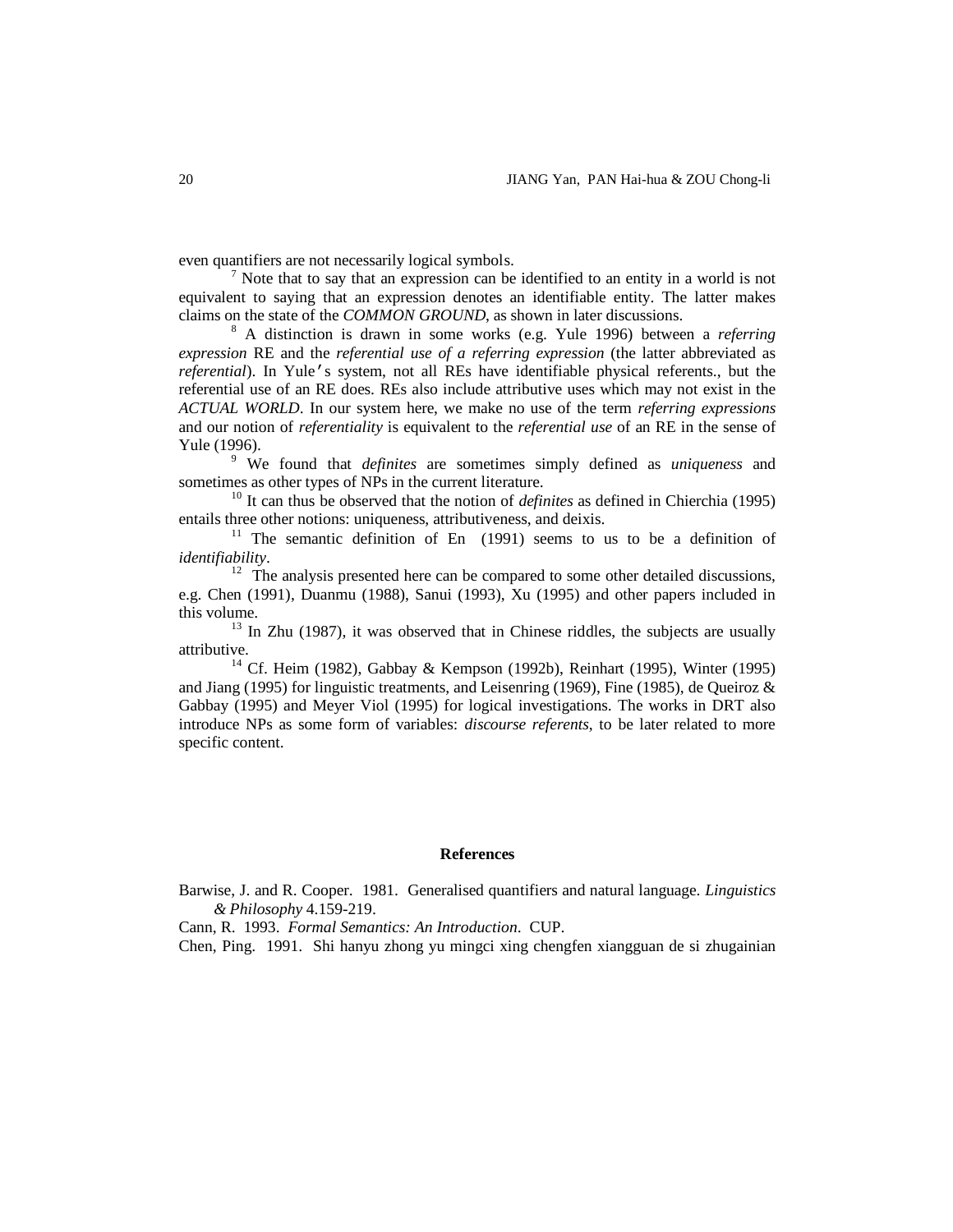even quantifiers are not necessarily logical symbols.

[7] Note that to say that an expression can be identified to an entity in a world is not equivalent to saying that an expression denotes an identifiable entity. The latter makes claims on the state of the *COMMON GROUND*, as shown in later discussions.

[8] A distinction is drawn in some works (e.g. Yule 1996) between a *referring expression* RE and the *referential use of a referring expression* (the latter abbreviated as *referential*). In Yule′s system, not all REs have identifiable physical referents., but the referential use of an RE does. REs also include attributive uses which may not exist in the *ACTUAL WORLD*. In our system here, we make no use of the term *referring expressions* and our notion of *referentiality* is equivalent to the *referential use* of an RE in the sense of Yule (1996).

[9] We found that *definites* are sometimes simply defined as *uniqueness* and sometimes as other types of NPs in the current literature.

[10] It can thus be observed that the notion of *definites* as defined in Chierchia (1995) entails three other notions: uniqueness, attributiveness, and deixis.

[11] The semantic definition of En (1991) seems to us to be a definition of *identifiability*.

[12] The analysis presented here can be compared to some other detailed discussions, e.g. Chen (1991), Duanmu (1988), Sanui (1993), Xu (1995) and other papers included in this volume.

[13] In Zhu (1987), it was observed that in Chinese riddles, the subjects are usually attributive.

[14] Cf. Heim (1982), Gabbay & Kempson (1992b), Reinhart (1995), Winter (1995) and Jiang (1995) for linguistic treatments, and Leisenring (1969), Fine (1985), de Queiroz & Gabbay (1995) and Meyer Viol (1995) for logical investigations. The works in DRT also introduce NPs as some form of variables: *discourse referents*, to be later related to more specific content.

## References

Barwise, J. and R. Cooper. 1981. Generalised quantifiers and natural language. *Linguistics & Philosophy* 4.159-219.

Cann, R. 1993. *Formal Semantics: An Introduction*. CUP.

Chen, Ping. 1991. Shi hanyu zhong yu mingci xing chengfen xiangguan de si zhugainian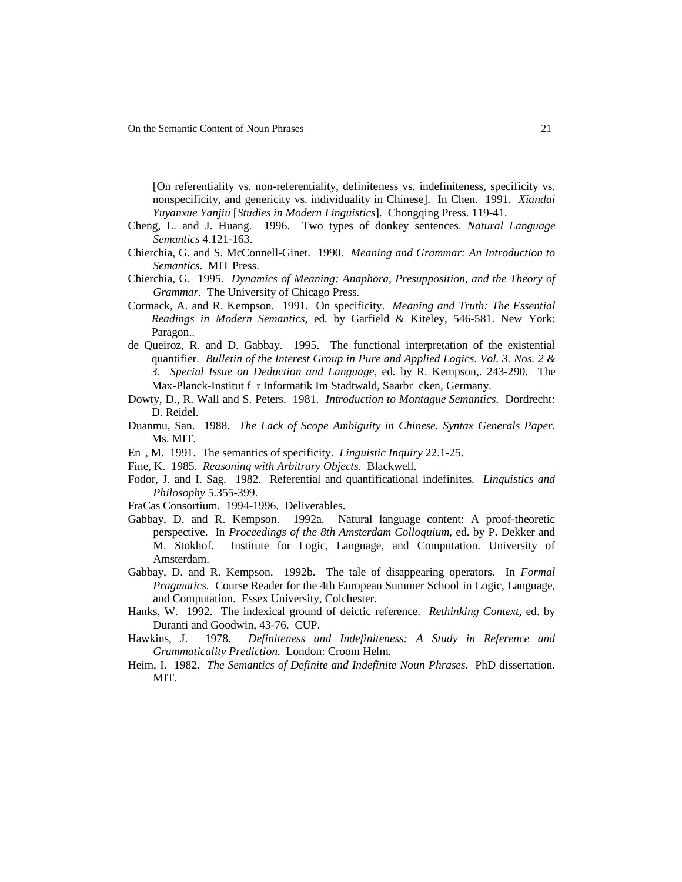[On referentiality vs. non-referentiality, definiteness vs. indefiniteness, specificity vs. nonspecificity, and genericity vs. individuality in Chinese]. In Chen. 1991. *Xiandai Yuyanxue Yanjiu* [*Studies in Modern Linguistics*]. Chongqing Press. 119-41.

Cheng, L. and J. Huang. 1996. Two types of donkey sentences. *Natural Language Semantics* 4.121-163.

Chierchia, G. and S. McConnell-Ginet. 1990. *Meaning and Grammar: An Introduction to Semantics*. MIT Press.

Chierchia, G. 1995. *Dynamics of Meaning: Anaphora, Presupposition, and the Theory of Grammar*. The University of Chicago Press.

Cormack, A. and R. Kempson. 1991. On specificity. *Meaning and Truth: The Essential Readings in Modern Semantics,* ed. by Garfield & Kiteley, 546-581. New York: Paragon..

de Queiroz, R. and D. Gabbay. 1995. The functional interpretation of the existential quantifier. *Bulletin of the Interest Group in Pure and Applied Logics*. *Vol. 3. Nos. 2 & 3*. *Special Issue on Deduction and Language,* ed. by R. Kempson,. 243-290. The Max-Planck-Institut f r Informatik Im Stadtwald, Saarbr cken, Germany.

Dowty, D., R. Wall and S. Peters. 1981. *Introduction to Montague Semantics*. Dordrecht: D. Reidel.

Duanmu, San. 1988. *The Lack of Scope Ambiguity in Chinese*. *Syntax Generals Paper*. Ms. MIT.

En , M. 1991. The semantics of specificity. *Linguistic Inquiry* 22.1-25.

Fine, K. 1985. *Reasoning with Arbitrary Objects*. Blackwell.

Fodor, J. and I. Sag. 1982. Referential and quantificational indefinites. *Linguistics and Philosophy* 5.355-399.

FraCas Consortium. 1994-1996. Deliverables.

Gabbay, D. and R. Kempson. 1992a. Natural language content: A proof-theoretic perspective. In *Proceedings of the 8th Amsterdam Colloquium*, ed. by P. Dekker and M. Stokhof. Institute for Logic, Language, and Computation. University of Amsterdam.

Gabbay, D. and R. Kempson. 1992b. The tale of disappearing operators. In *Formal Pragmatics*. Course Reader for the 4th European Summer School in Logic, Language, and Computation. Essex University, Colchester.

Hanks, W. 1992. The indexical ground of deictic reference. *Rethinking Context,* ed. by Duranti and Goodwin, 43-76. CUP.

Hawkins, J. 1978. *Definiteness and Indefiniteness: A Study in Reference and Grammaticality Prediction*. London: Croom Helm.

Heim, I. 1982. *The Semantics of Definite and Indefinite Noun Phrases*. PhD dissertation. MIT.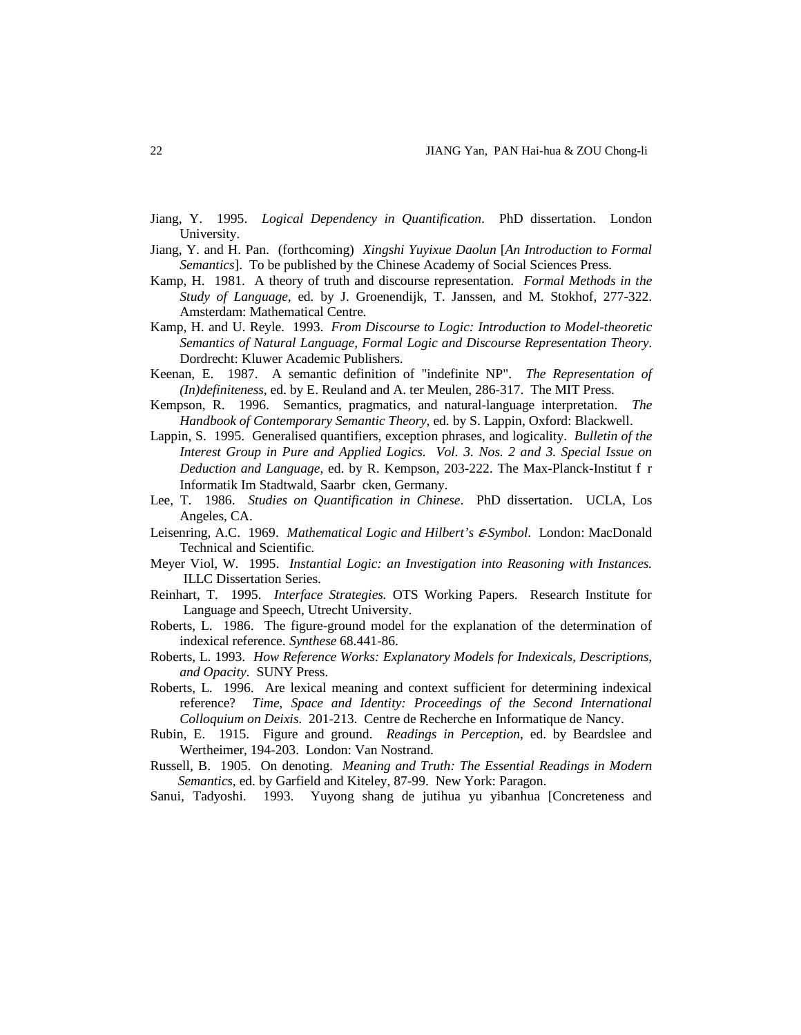Jiang, Y. 1995. *Logical Dependency in Quantification*. PhD dissertation. London University.

Jiang, Y. and H. Pan. (forthcoming) *Xingshi Yuyixue Daolun* [*An Introduction to Formal Semantics*]. To be published by the Chinese Academy of Social Sciences Press.

Kamp, H. 1981. A theory of truth and discourse representation. *Formal Methods in the Study of Language*, ed. by J. Groenendijk, T. Janssen, and M. Stokhof, 277-322. Amsterdam: Mathematical Centre.

Kamp, H. and U. Reyle. 1993. *From Discourse to Logic: Introduction to Model-theoretic Semantics of Natural Language, Formal Logic and Discourse Representation Theory*. Dordrecht: Kluwer Academic Publishers.

Keenan, E. 1987. A semantic definition of "indefinite NP". *The Representation of (In)definiteness*, ed. by E. Reuland and A. ter Meulen, 286-317. The MIT Press.

Kempson, R. 1996. Semantics, pragmatics, and natural-language interpretation. *The Handbook of Contemporary Semantic Theory*, ed. by S. Lappin, Oxford: Blackwell.

Lappin, S. 1995. Generalised quantifiers, exception phrases, and logicality. *Bulletin of the Interest Group in Pure and Applied Logics. Vol. 3. Nos. 2 and 3. Special Issue on Deduction and Language*, ed. by R. Kempson, 203-222. The Max-Planck-Institut f r Informatik Im Stadtwald, Saarbr cken, Germany.

Lee, T. 1986. *Studies on Quantification in Chinese*. PhD dissertation. UCLA, Los Angeles, CA.

Leisenring, A.C. 1969. *Mathematical Logic and Hilbert's ε-Symbol*. London: MacDonald Technical and Scientific.

Meyer Viol, W. 1995. *Instantial Logic: an Investigation into Reasoning with Instances.* ILLC Dissertation Series.

Reinhart, T. 1995. *Interface Strategies.* OTS Working Papers. Research Institute for Language and Speech, Utrecht University.

Roberts, L. 1986. The figure-ground model for the explanation of the determination of indexical reference. *Synthese* 68.441-86.

Roberts, L. 1993. *How Reference Works: Explanatory Models for Indexicals, Descriptions, and Opacity*. SUNY Press.

Roberts, L. 1996. Are lexical meaning and context sufficient for determining indexical reference? *Time, Space and Identity: Proceedings of the Second International Colloquium on Deixis*. 201-213. Centre de Recherche en Informatique de Nancy.

Rubin, E. 1915. Figure and ground. *Readings in Perception*, ed. by Beardslee and Wertheimer, 194-203. London: Van Nostrand.

Russell, B. 1905. On denoting. *Meaning and Truth: The Essential Readings in Modern Semantics*, ed. by Garfield and Kiteley, 87-99. New York: Paragon.

Sanui, Tadyoshi. 1993. Yuyong shang de jutihua yu yibanhua [Concreteness and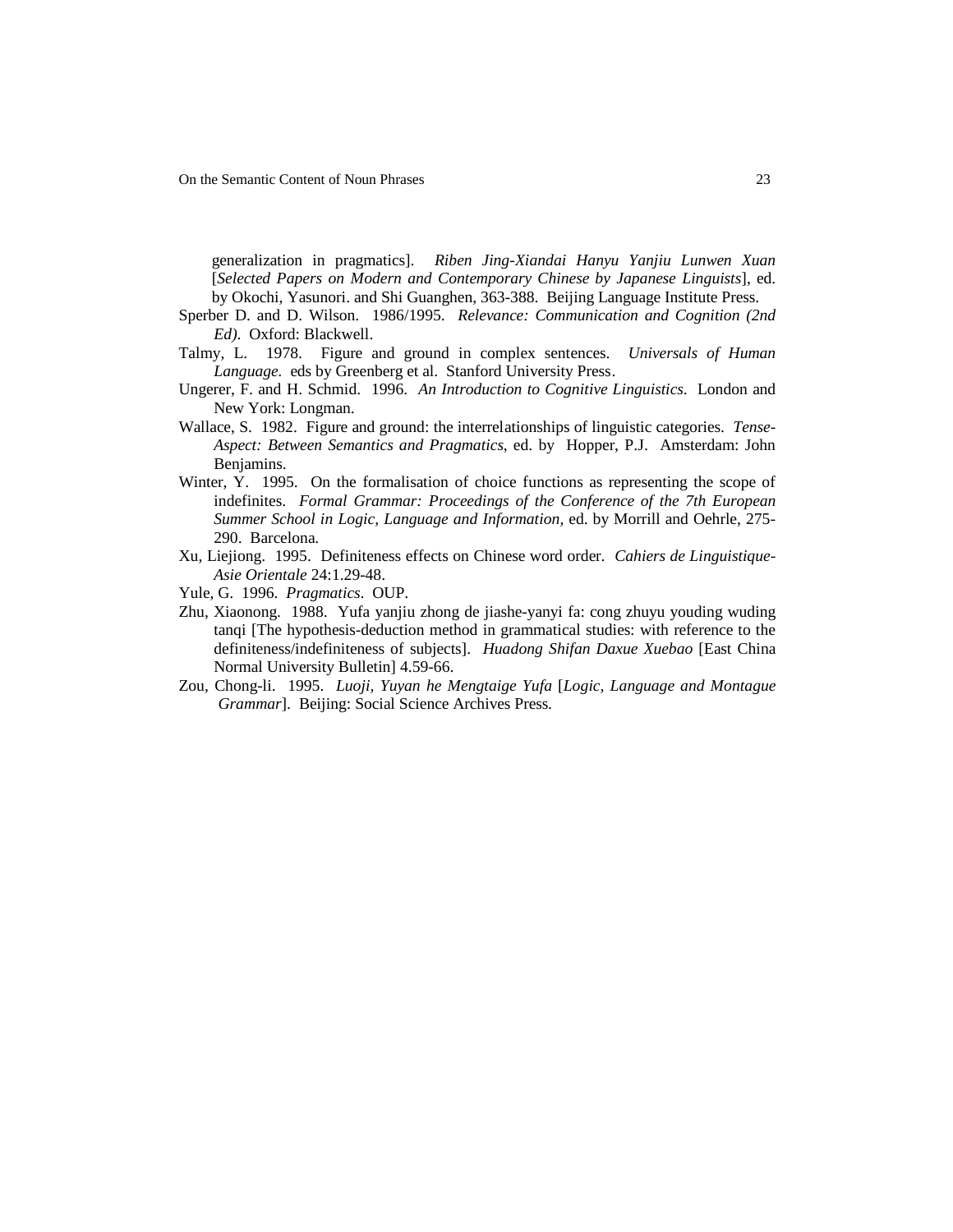generalization in pragmatics]. *Riben Jing-Xiandai Hanyu Yanjiu Lunwen Xuan* [*Selected Papers on Modern and Contemporary Chinese by Japanese Linguists*], ed. by Okochi, Yasunori. and Shi Guanghen, 363-388. Beijing Language Institute Press.

Sperber D. and D. Wilson. 1986/1995. *Relevance: Communication and Cognition (2nd Ed)*. Oxford: Blackwell.

Talmy, L. 1978. Figure and ground in complex sentences. *Universals of Human Language.* eds by Greenberg et al. Stanford University Press.

Ungerer, F. and H. Schmid. 1996. *An Introduction to Cognitive Linguistics*. London and New York: Longman.

Wallace, S. 1982. Figure and ground: the interrelationships of linguistic categories. *Tense-Aspect: Between Semantics and Pragmatics*, ed. by Hopper, P.J. Amsterdam: John Benjamins.

Winter, Y. 1995. On the formalisation of choice functions as representing the scope of indefinites. *Formal Grammar: Proceedings of the Conference of the 7th European Summer School in Logic, Language and Information,* ed. by Morrill and Oehrle, 275-290. Barcelona.

Xu, Liejiong. 1995. Definiteness effects on Chinese word order. *Cahiers de Linguistique-Asie Orientale* 24:1.29-48.

Yule, G. 1996. *Pragmatics*. OUP.

Zhu, Xiaonong. 1988. Yufa yanjiu zhong de jiashe-yanyi fa: cong zhuyu youding wuding tanqi [The hypothesis-deduction method in grammatical studies: with reference to the definiteness/indefiniteness of subjects]. *Huadong Shifan Daxue Xuebao* [East China Normal University Bulletin] 4.59-66.

Zou, Chong-li. 1995. *Luoji, Yuyan he Mengtaige Yufa* [*Logic, Language and Montague Grammar*]. Beijing: Social Science Archives Press.